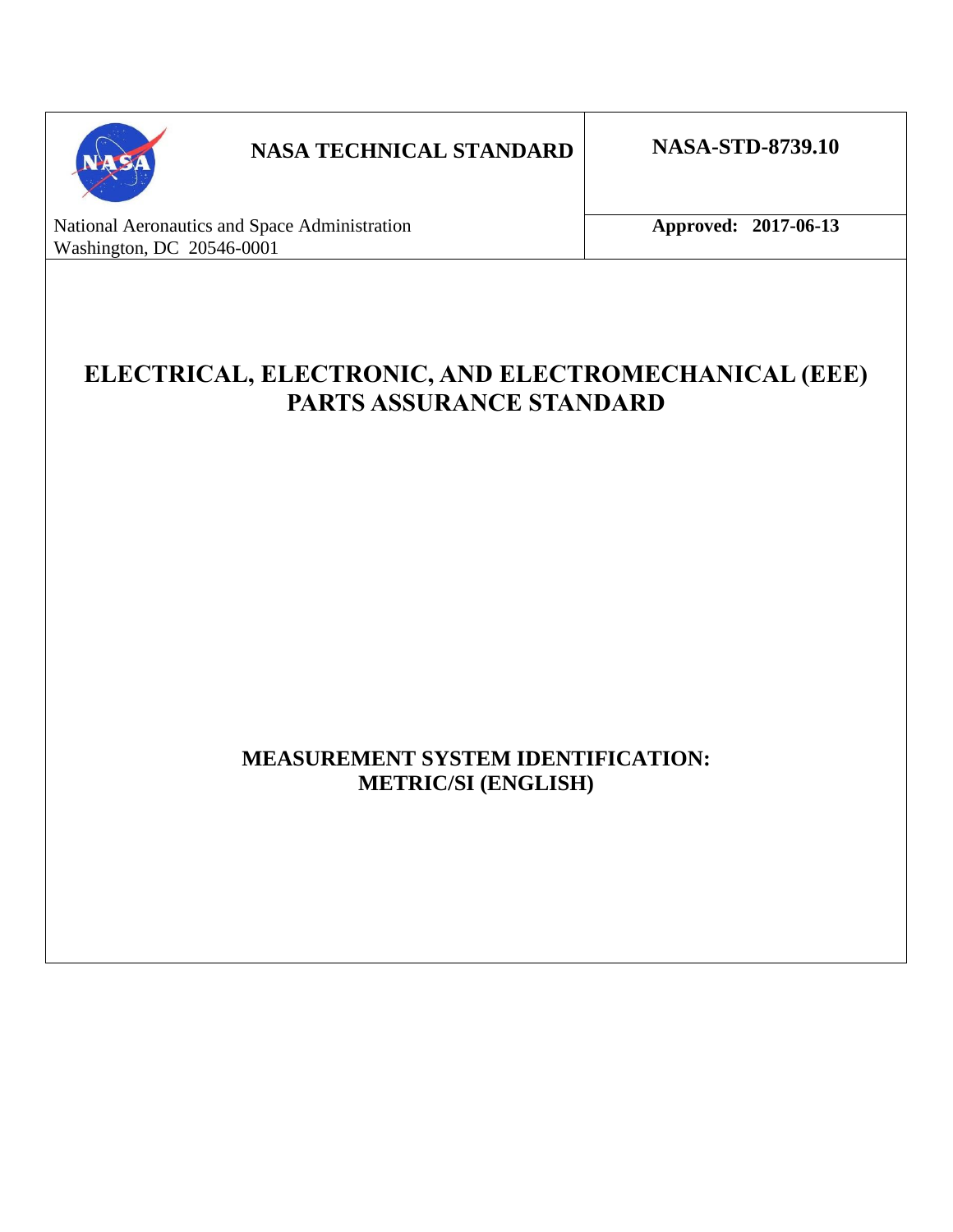**NASA TECHNICAL STANDARD**

**NASA-STD-8739.10**

National Aeronautics and Space Administration
Washington, DC 20546-0001

**Approved: 2017-06-13**

# ELECTRICAL, ELECTRONIC, AND ELECTROMECHANICAL (EEE) PARTS ASSURANCE STANDARD

**MEASUREMENT SYSTEM IDENTIFICATION:**
**METRIC/SI (ENGLISH)**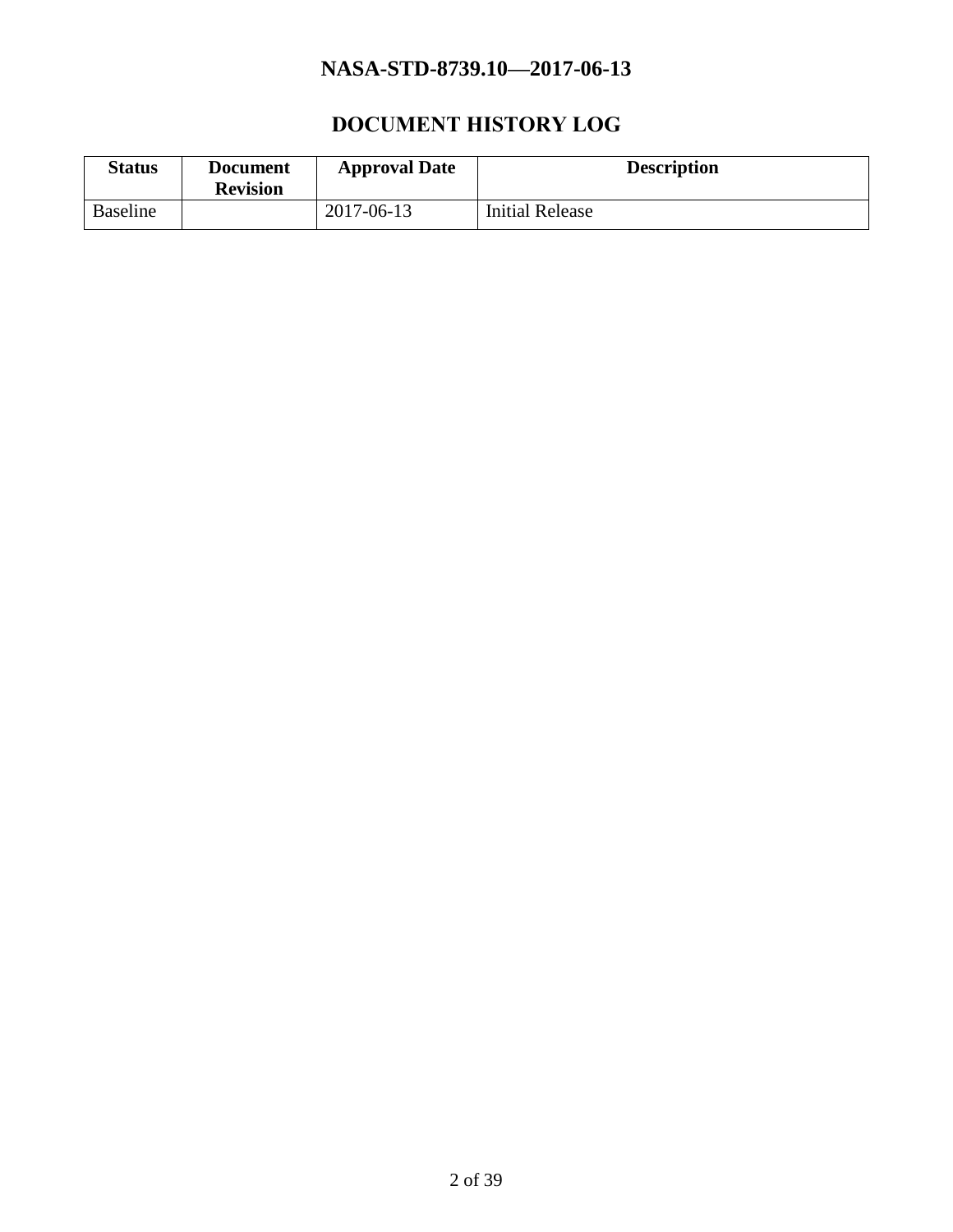# DOCUMENT HISTORY LOG

| Status | Document Revision | Approval Date | Description |
|---|---|---|---|
| Baseline | | 2017-06-13 | Initial Release |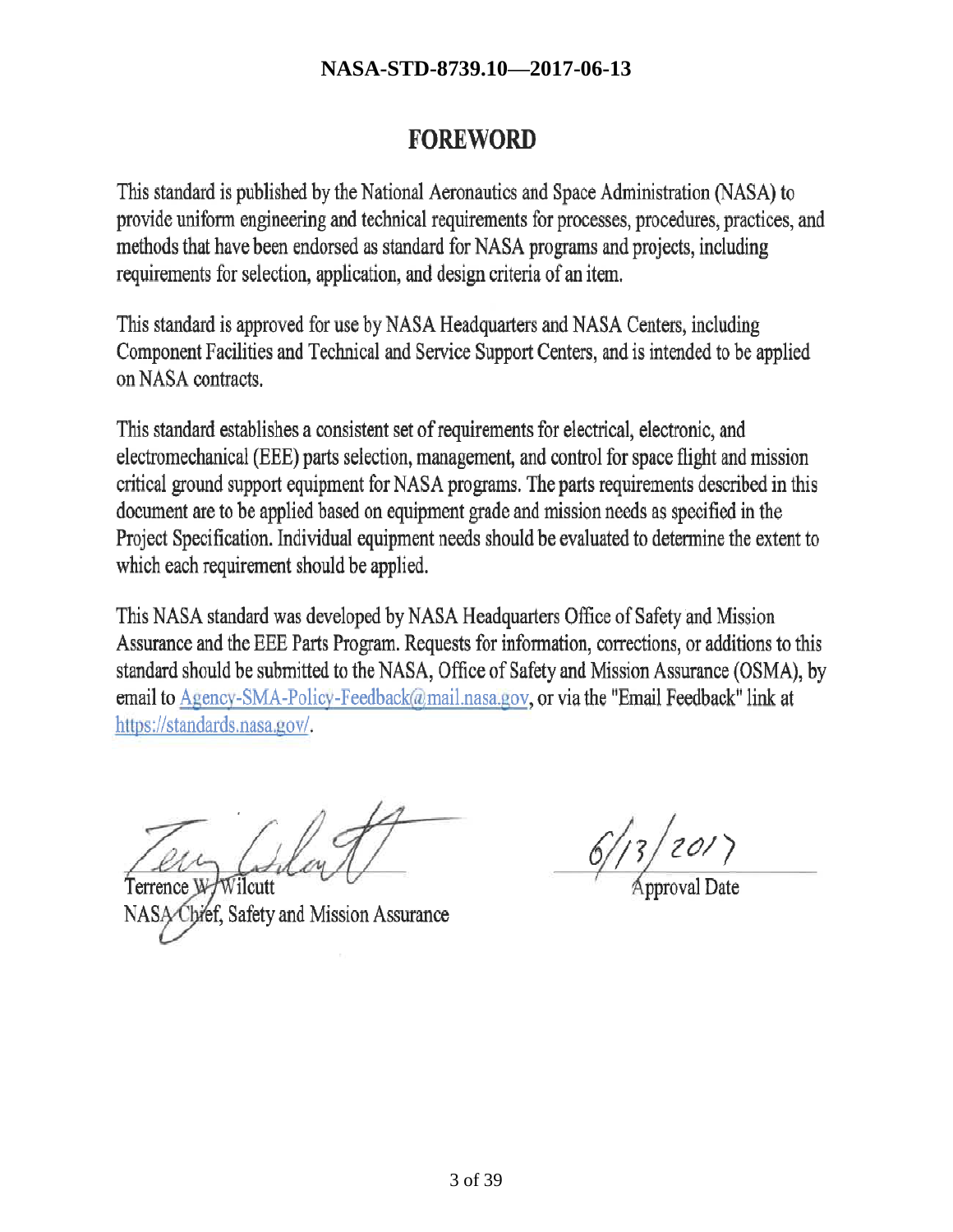# FOREWORD

This standard is published by the National Aeronautics and Space Administration (NASA) to provide uniform engineering and technical requirements for processes, procedures, practices, and methods that have been endorsed as standard for NASA programs and projects, including requirements for selection, application, and design criteria of an item.

This standard is approved for use by NASA Headquarters and NASA Centers, including Component Facilities and Technical and Service Support Centers, and is intended to be applied on NASA contracts.

This standard establishes a consistent set of requirements for electrical, electronic, and electromechanical (EEE) parts selection, management, and control for space flight and mission critical ground support equipment for NASA programs. The parts requirements described in this document are to be applied based on equipment grade and mission needs as specified in the Project Specification. Individual equipment needs should be evaluated to determine the extent to which each requirement should be applied.

This NASA standard was developed by NASA Headquarters Office of Safety and Mission Assurance and the EEE Parts Program. Requests for information, corrections, or additions to this standard should be submitted to the NASA, Office of Safety and Mission Assurance (OSMA), by email to Agency-SMA-Policy-Feedback@mail.nasa.gov, or via the "Email Feedback" link at https://standards.nasa.gov/.

Terrence W. Wilcutt
NASA Chief, Safety and Mission Assurance

6/13/2017
Approval Date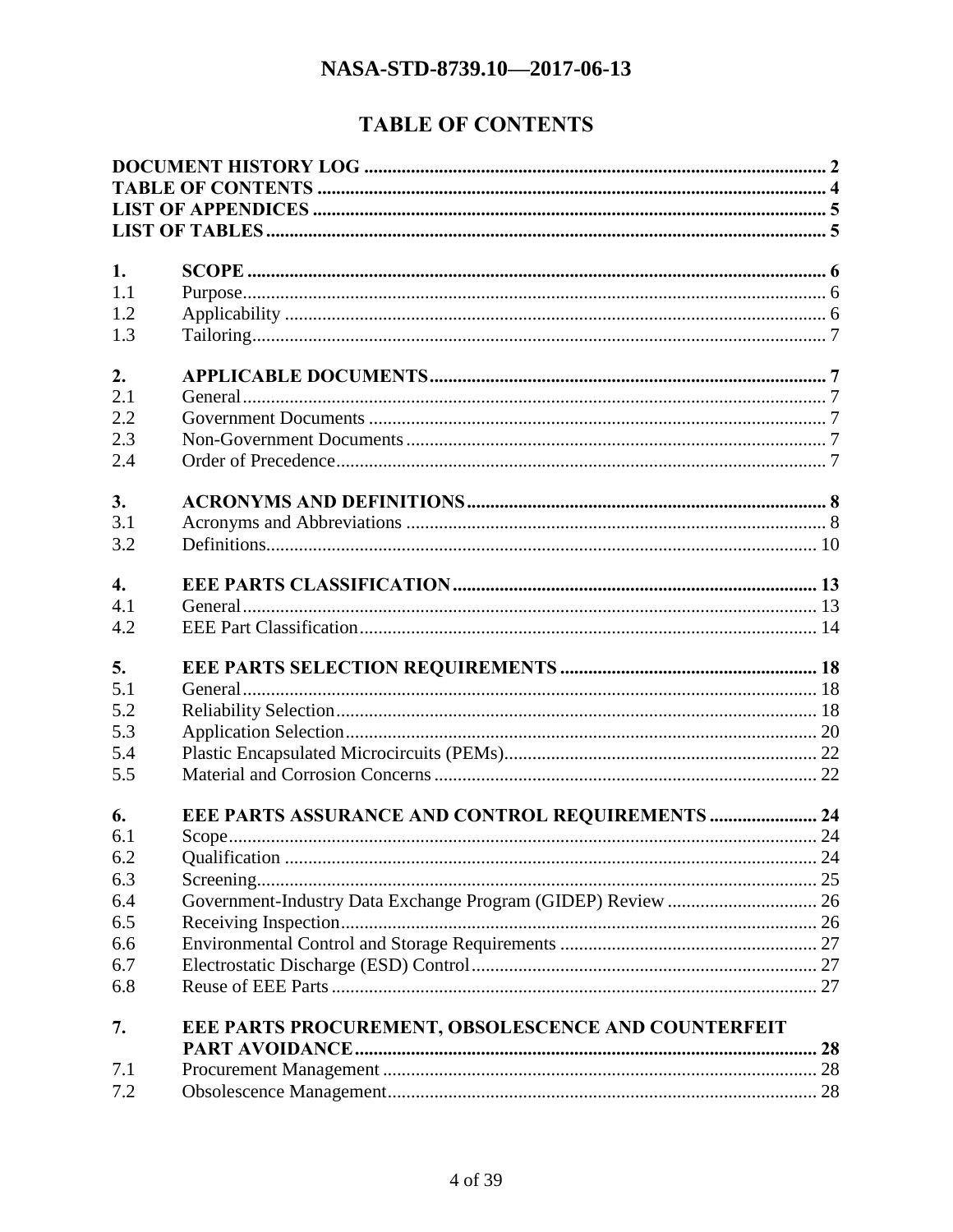# TABLE OF CONTENTS

**DOCUMENT HISTORY LOG** .......... 2
**TABLE OF CONTENTS** .......... 4
**LIST OF APPENDICES** .......... 5
**LIST OF TABLES** .......... 5

| | | |
|---|---|---|
| **1.** | **SCOPE** | **6** |
| 1.1 | Purpose | 6 |
| 1.2 | Applicability | 6 |
| 1.3 | Tailoring | 7 |
| **2.** | **APPLICABLE DOCUMENTS** | **7** |
| 2.1 | General | 7 |
| 2.2 | Government Documents | 7 |
| 2.3 | Non-Government Documents | 7 |
| 2.4 | Order of Precedence | 7 |
| **3.** | **ACRONYMS AND DEFINITIONS** | **8** |
| 3.1 | Acronyms and Abbreviations | 8 |
| 3.2 | Definitions | 10 |
| **4.** | **EEE PARTS CLASSIFICATION** | **13** |
| 4.1 | General | 13 |
| 4.2 | EEE Part Classification | 14 |
| **5.** | **EEE PARTS SELECTION REQUIREMENTS** | **18** |
| 5.1 | General | 18 |
| 5.2 | Reliability Selection | 18 |
| 5.3 | Application Selection | 20 |
| 5.4 | Plastic Encapsulated Microcircuits (PEMs) | 22 |
| 5.5 | Material and Corrosion Concerns | 22 |
| **6.** | **EEE PARTS ASSURANCE AND CONTROL REQUIREMENTS** | **24** |
| 6.1 | Scope | 24 |
| 6.2 | Qualification | 24 |
| 6.3 | Screening | 25 |
| 6.4 | Government-Industry Data Exchange Program (GIDEP) Review | 26 |
| 6.5 | Receiving Inspection | 26 |
| 6.6 | Environmental Control and Storage Requirements | 27 |
| 6.7 | Electrostatic Discharge (ESD) Control | 27 |
| 6.8 | Reuse of EEE Parts | 27 |
| **7.** | **EEE PARTS PROCUREMENT, OBSOLESCENCE AND COUNTERFEIT PART AVOIDANCE** | **28** |
| 7.1 | Procurement Management | 28 |
| 7.2 | Obsolescence Management | 28 |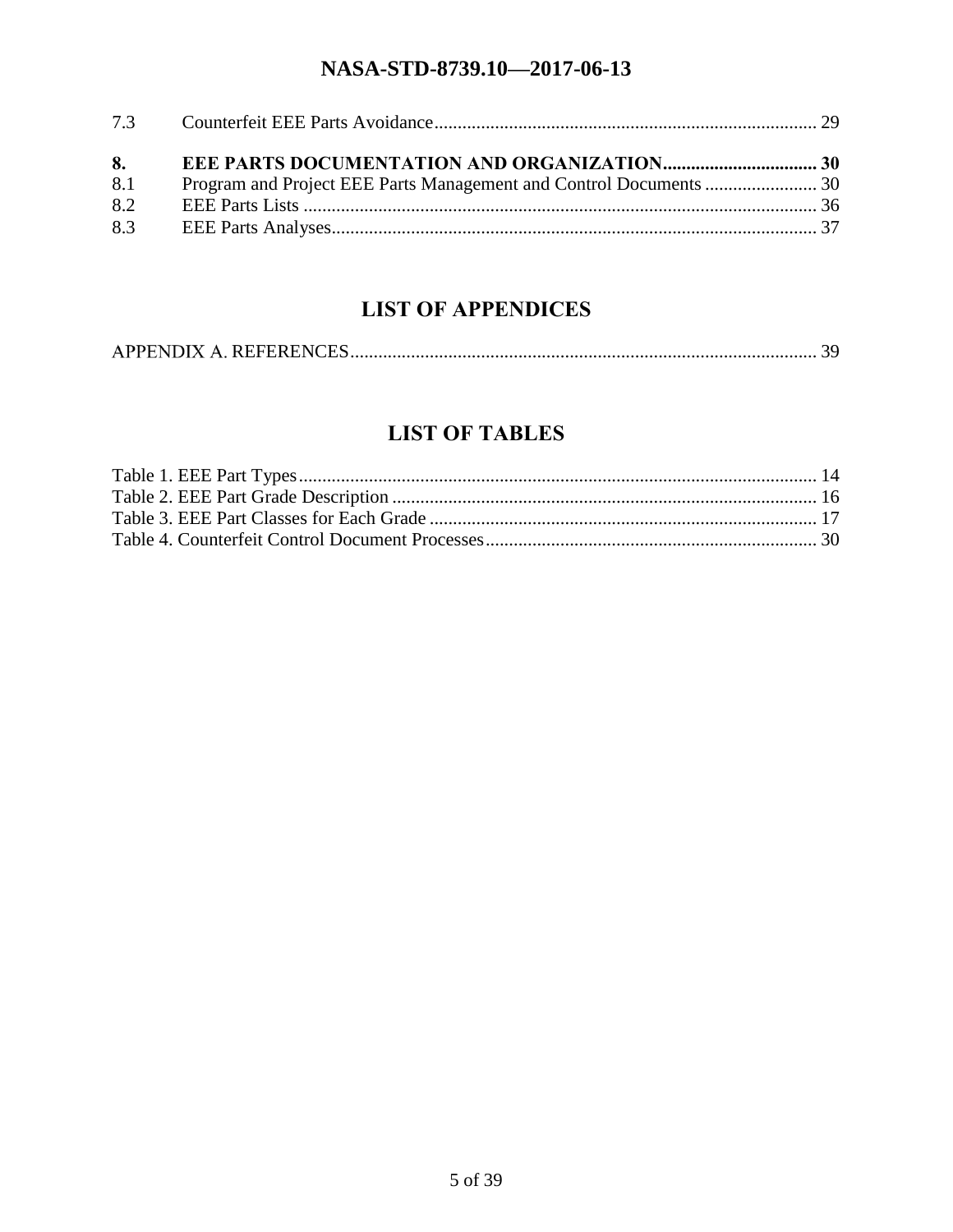7.3 Counterfeit EEE Parts Avoidance ..... 29

**8. EEE PARTS DOCUMENTATION AND ORGANIZATION ..... 30**

8.1 Program and Project EEE Parts Management and Control Documents ..... 30

8.2 EEE Parts Lists ..... 36

8.3 EEE Parts Analyses ..... 37

## LIST OF APPENDICES

APPENDIX A. REFERENCES ..... 39

## LIST OF TABLES

Table 1. EEE Part Types ..... 14

Table 2. EEE Part Grade Description ..... 16

Table 3. EEE Part Classes for Each Grade ..... 17

Table 4. Counterfeit Control Document Processes ..... 30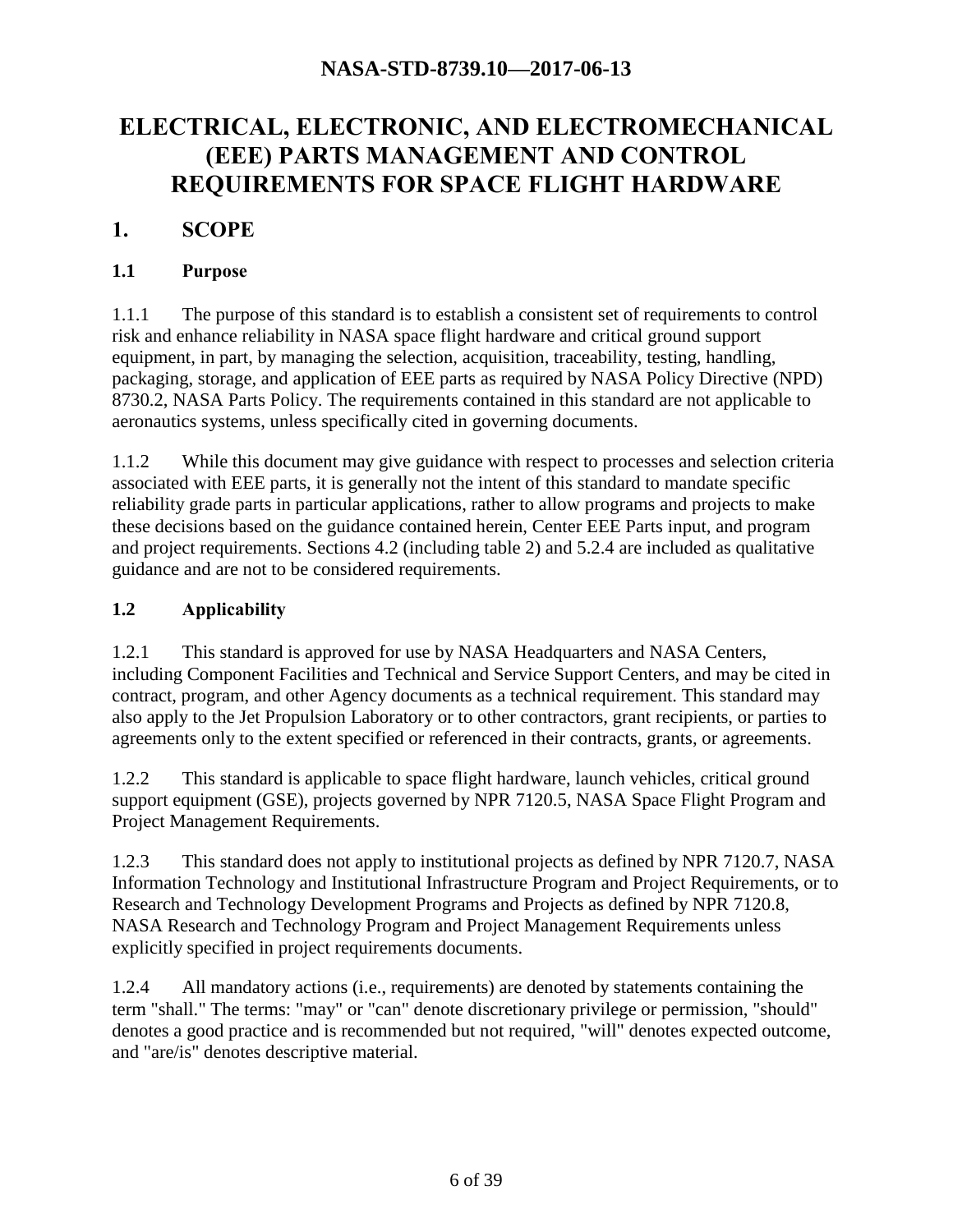# ELECTRICAL, ELECTRONIC, AND ELECTROMECHANICAL (EEE) PARTS MANAGEMENT AND CONTROL REQUIREMENTS FOR SPACE FLIGHT HARDWARE

## 1. SCOPE

### 1.1 Purpose

1.1.1 The purpose of this standard is to establish a consistent set of requirements to control risk and enhance reliability in NASA space flight hardware and critical ground support equipment, in part, by managing the selection, acquisition, traceability, testing, handling, packaging, storage, and application of EEE parts as required by NASA Policy Directive (NPD) 8730.2, NASA Parts Policy. The requirements contained in this standard are not applicable to aeronautics systems, unless specifically cited in governing documents.

1.1.2 While this document may give guidance with respect to processes and selection criteria associated with EEE parts, it is generally not the intent of this standard to mandate specific reliability grade parts in particular applications, rather to allow programs and projects to make these decisions based on the guidance contained herein, Center EEE Parts input, and program and project requirements. Sections 4.2 (including table 2) and 5.2.4 are included as qualitative guidance and are not to be considered requirements.

### 1.2 Applicability

1.2.1 This standard is approved for use by NASA Headquarters and NASA Centers, including Component Facilities and Technical and Service Support Centers, and may be cited in contract, program, and other Agency documents as a technical requirement. This standard may also apply to the Jet Propulsion Laboratory or to other contractors, grant recipients, or parties to agreements only to the extent specified or referenced in their contracts, grants, or agreements.

1.2.2 This standard is applicable to space flight hardware, launch vehicles, critical ground support equipment (GSE), projects governed by NPR 7120.5, NASA Space Flight Program and Project Management Requirements.

1.2.3 This standard does not apply to institutional projects as defined by NPR 7120.7, NASA Information Technology and Institutional Infrastructure Program and Project Requirements, or to Research and Technology Development Programs and Projects as defined by NPR 7120.8, NASA Research and Technology Program and Project Management Requirements unless explicitly specified in project requirements documents.

1.2.4 All mandatory actions (i.e., requirements) are denoted by statements containing the term "shall." The terms: "may" or "can" denote discretionary privilege or permission, "should" denotes a good practice and is recommended but not required, "will" denotes expected outcome, and "are/is" denotes descriptive material.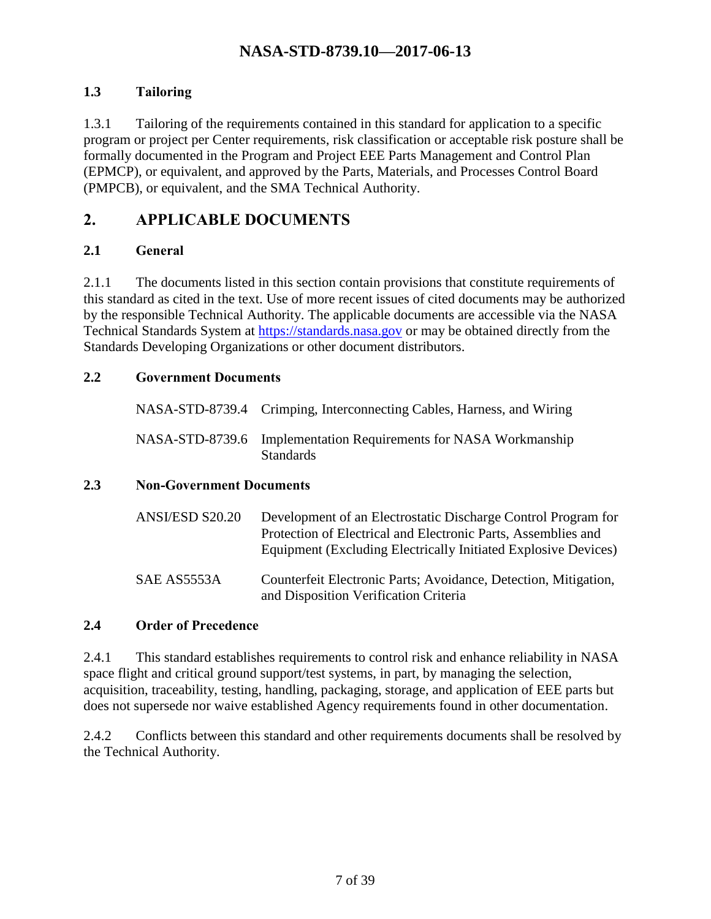### 1.3 Tailoring

1.3.1 Tailoring of the requirements contained in this standard for application to a specific program or project per Center requirements, risk classification or acceptable risk posture shall be formally documented in the Program and Project EEE Parts Management and Control Plan (EPMCP), or equivalent, and approved by the Parts, Materials, and Processes Control Board (PMPCB), or equivalent, and the SMA Technical Authority.

## 2. APPLICABLE DOCUMENTS

### 2.1 General

2.1.1 The documents listed in this section contain provisions that constitute requirements of this standard as cited in the text. Use of more recent issues of cited documents may be authorized by the responsible Technical Authority. The applicable documents are accessible via the NASA Technical Standards System at [https://standards.nasa.gov](https://standards.nasa.gov) or may be obtained directly from the Standards Developing Organizations or other document distributors.

### 2.2 Government Documents

| | |
|---|---|
| NASA-STD-8739.4 | Crimping, Interconnecting Cables, Harness, and Wiring |
| NASA-STD-8739.6 | Implementation Requirements for NASA Workmanship Standards |

### 2.3 Non-Government Documents

| | |
|---|---|
| ANSI/ESD S20.20 | Development of an Electrostatic Discharge Control Program for Protection of Electrical and Electronic Parts, Assemblies and Equipment (Excluding Electrically Initiated Explosive Devices) |
| SAE AS5553A | Counterfeit Electronic Parts; Avoidance, Detection, Mitigation, and Disposition Verification Criteria |

### 2.4 Order of Precedence

2.4.1 This standard establishes requirements to control risk and enhance reliability in NASA space flight and critical ground support/test systems, in part, by managing the selection, acquisition, traceability, testing, handling, packaging, storage, and application of EEE parts but does not supersede nor waive established Agency requirements found in other documentation.

2.4.2 Conflicts between this standard and other requirements documents shall be resolved by the Technical Authority.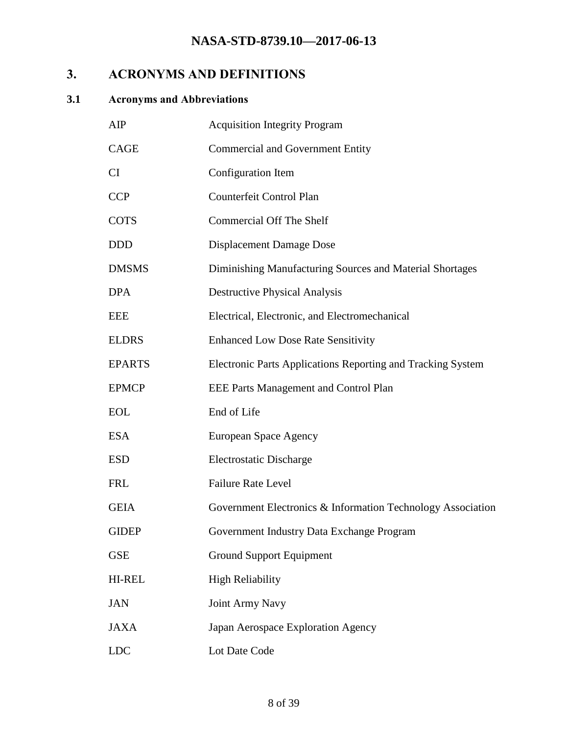# 3. ACRONYMS AND DEFINITIONS

## 3.1 Acronyms and Abbreviations

| | |
|---|---|
| AIP | Acquisition Integrity Program |
| CAGE | Commercial and Government Entity |
| CI | Configuration Item |
| CCP | Counterfeit Control Plan |
| COTS | Commercial Off The Shelf |
| DDD | Displacement Damage Dose |
| DMSMS | Diminishing Manufacturing Sources and Material Shortages |
| DPA | Destructive Physical Analysis |
| EEE | Electrical, Electronic, and Electromechanical |
| ELDRS | Enhanced Low Dose Rate Sensitivity |
| EPARTS | Electronic Parts Applications Reporting and Tracking System |
| EPMCP | EEE Parts Management and Control Plan |
| EOL | End of Life |
| ESA | European Space Agency |
| ESD | Electrostatic Discharge |
| FRL | Failure Rate Level |
| GEIA | Government Electronics & Information Technology Association |
| GIDEP | Government Industry Data Exchange Program |
| GSE | Ground Support Equipment |
| HI-REL | High Reliability |
| JAN | Joint Army Navy |
| JAXA | Japan Aerospace Exploration Agency |
| LDC | Lot Date Code |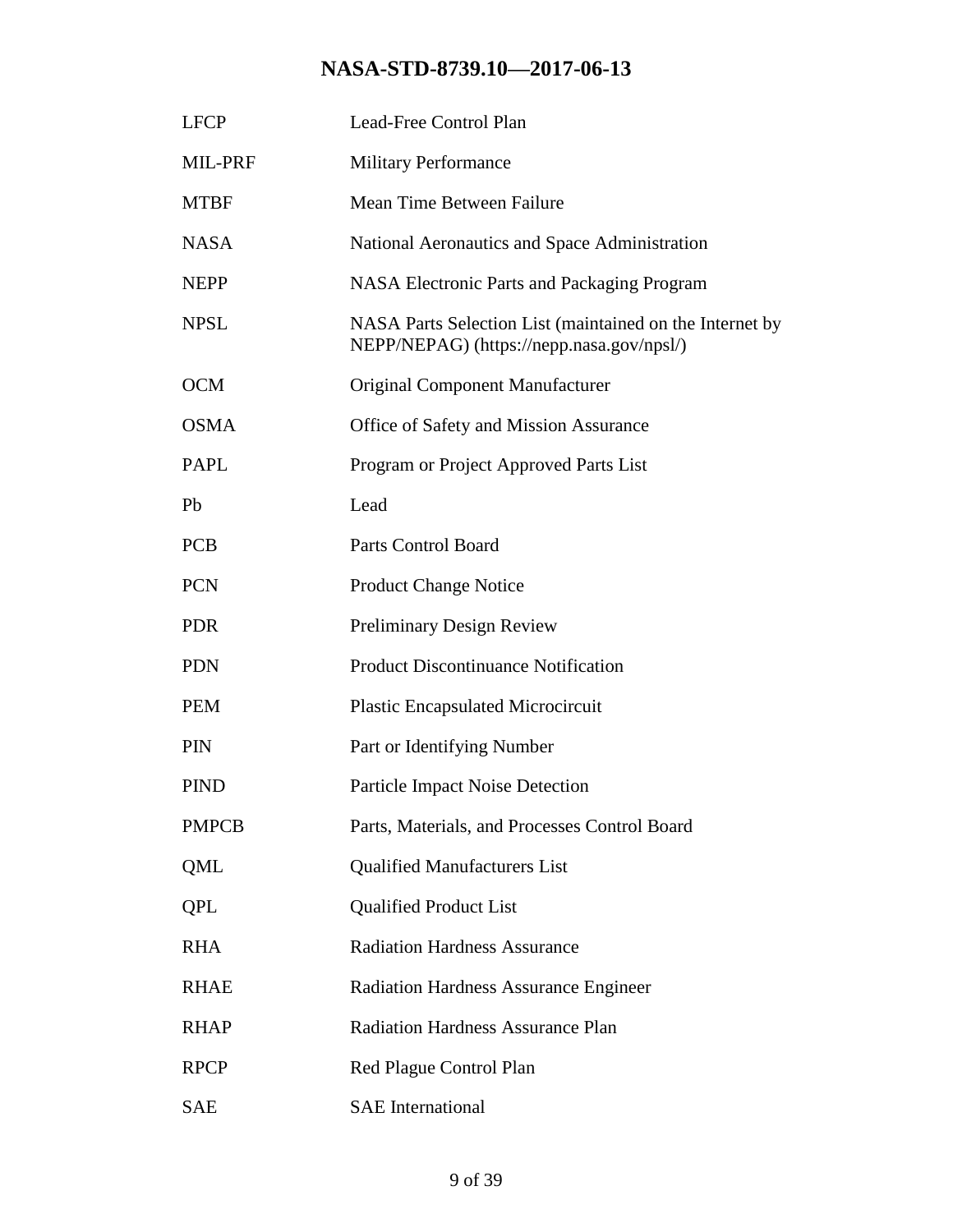| | |
|---|---|
| LFCP | Lead-Free Control Plan |
| MIL-PRF | Military Performance |
| MTBF | Mean Time Between Failure |
| NASA | National Aeronautics and Space Administration |
| NEPP | NASA Electronic Parts and Packaging Program |
| NPSL | NASA Parts Selection List (maintained on the Internet by NEPP/NEPAG) (https://nepp.nasa.gov/npsl/) |
| OCM | Original Component Manufacturer |
| OSMA | Office of Safety and Mission Assurance |
| PAPL | Program or Project Approved Parts List |
| Pb | Lead |
| PCB | Parts Control Board |
| PCN | Product Change Notice |
| PDR | Preliminary Design Review |
| PDN | Product Discontinuance Notification |
| PEM | Plastic Encapsulated Microcircuit |
| PIN | Part or Identifying Number |
| PIND | Particle Impact Noise Detection |
| PMPCB | Parts, Materials, and Processes Control Board |
| QML | Qualified Manufacturers List |
| QPL | Qualified Product List |
| RHA | Radiation Hardness Assurance |
| RHAE | Radiation Hardness Assurance Engineer |
| RHAP | Radiation Hardness Assurance Plan |
| RPCP | Red Plague Control Plan |
| SAE | SAE International |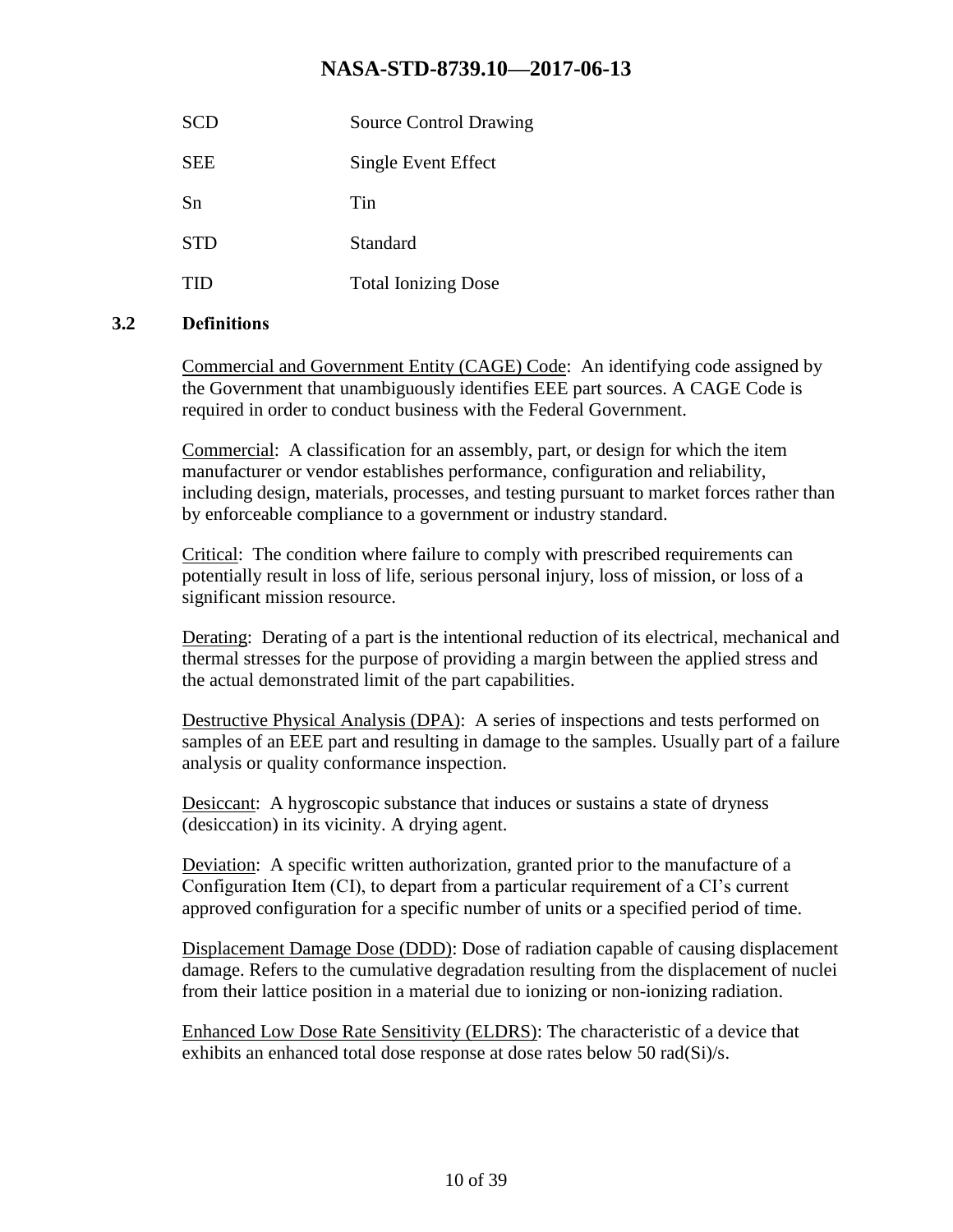| | |
|---|---|
| SCD | Source Control Drawing |
| SEE | Single Event Effect |
| Sn | Tin |
| STD | Standard |
| TID | Total Ionizing Dose |

### 3.2 Definitions

Commercial and Government Entity (CAGE) Code: An identifying code assigned by the Government that unambiguously identifies EEE part sources. A CAGE Code is required in order to conduct business with the Federal Government.

Commercial: A classification for an assembly, part, or design for which the item manufacturer or vendor establishes performance, configuration and reliability, including design, materials, processes, and testing pursuant to market forces rather than by enforceable compliance to a government or industry standard.

Critical: The condition where failure to comply with prescribed requirements can potentially result in loss of life, serious personal injury, loss of mission, or loss of a significant mission resource.

Derating: Derating of a part is the intentional reduction of its electrical, mechanical and thermal stresses for the purpose of providing a margin between the applied stress and the actual demonstrated limit of the part capabilities.

Destructive Physical Analysis (DPA): A series of inspections and tests performed on samples of an EEE part and resulting in damage to the samples. Usually part of a failure analysis or quality conformance inspection.

Desiccant: A hygroscopic substance that induces or sustains a state of dryness (desiccation) in its vicinity. A drying agent.

Deviation: A specific written authorization, granted prior to the manufacture of a Configuration Item (CI), to depart from a particular requirement of a CI's current approved configuration for a specific number of units or a specified period of time.

Displacement Damage Dose (DDD): Dose of radiation capable of causing displacement damage. Refers to the cumulative degradation resulting from the displacement of nuclei from their lattice position in a material due to ionizing or non-ionizing radiation.

Enhanced Low Dose Rate Sensitivity (ELDRS): The characteristic of a device that exhibits an enhanced total dose response at dose rates below 50 rad(Si)/s.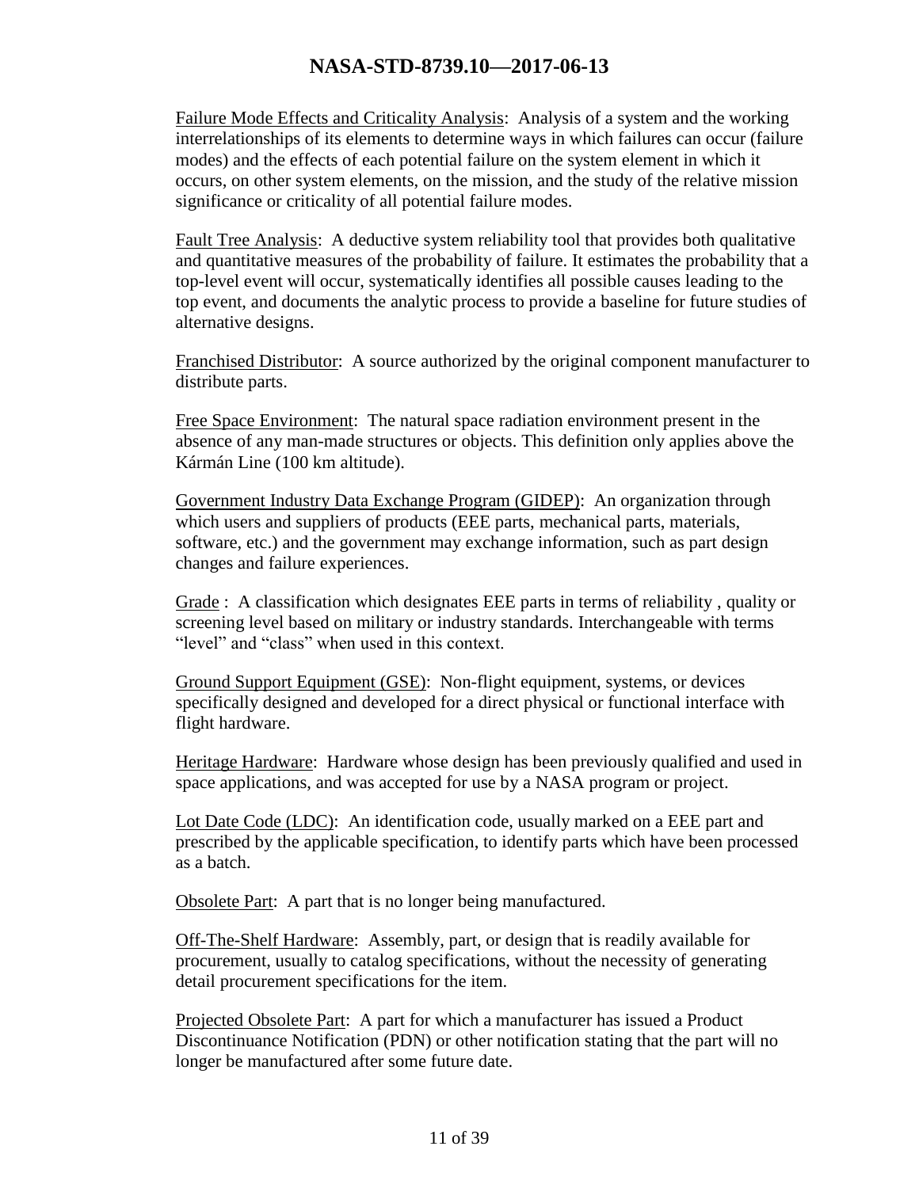Failure Mode Effects and Criticality Analysis: Analysis of a system and the working interrelationships of its elements to determine ways in which failures can occur (failure modes) and the effects of each potential failure on the system element in which it occurs, on other system elements, on the mission, and the study of the relative mission significance or criticality of all potential failure modes.

Fault Tree Analysis: A deductive system reliability tool that provides both qualitative and quantitative measures of the probability of failure. It estimates the probability that a top-level event will occur, systematically identifies all possible causes leading to the top event, and documents the analytic process to provide a baseline for future studies of alternative designs.

Franchised Distributor: A source authorized by the original component manufacturer to distribute parts.

Free Space Environment: The natural space radiation environment present in the absence of any man-made structures or objects. This definition only applies above the Kármán Line (100 km altitude).

Government Industry Data Exchange Program (GIDEP): An organization through which users and suppliers of products (EEE parts, mechanical parts, materials, software, etc.) and the government may exchange information, such as part design changes and failure experiences.

Grade : A classification which designates EEE parts in terms of reliability , quality or screening level based on military or industry standards. Interchangeable with terms "level" and "class" when used in this context.

Ground Support Equipment (GSE): Non-flight equipment, systems, or devices specifically designed and developed for a direct physical or functional interface with flight hardware.

Heritage Hardware: Hardware whose design has been previously qualified and used in space applications, and was accepted for use by a NASA program or project.

Lot Date Code (LDC): An identification code, usually marked on a EEE part and prescribed by the applicable specification, to identify parts which have been processed as a batch.

Obsolete Part: A part that is no longer being manufactured.

Off-The-Shelf Hardware: Assembly, part, or design that is readily available for procurement, usually to catalog specifications, without the necessity of generating detail procurement specifications for the item.

Projected Obsolete Part: A part for which a manufacturer has issued a Product Discontinuance Notification (PDN) or other notification stating that the part will no longer be manufactured after some future date.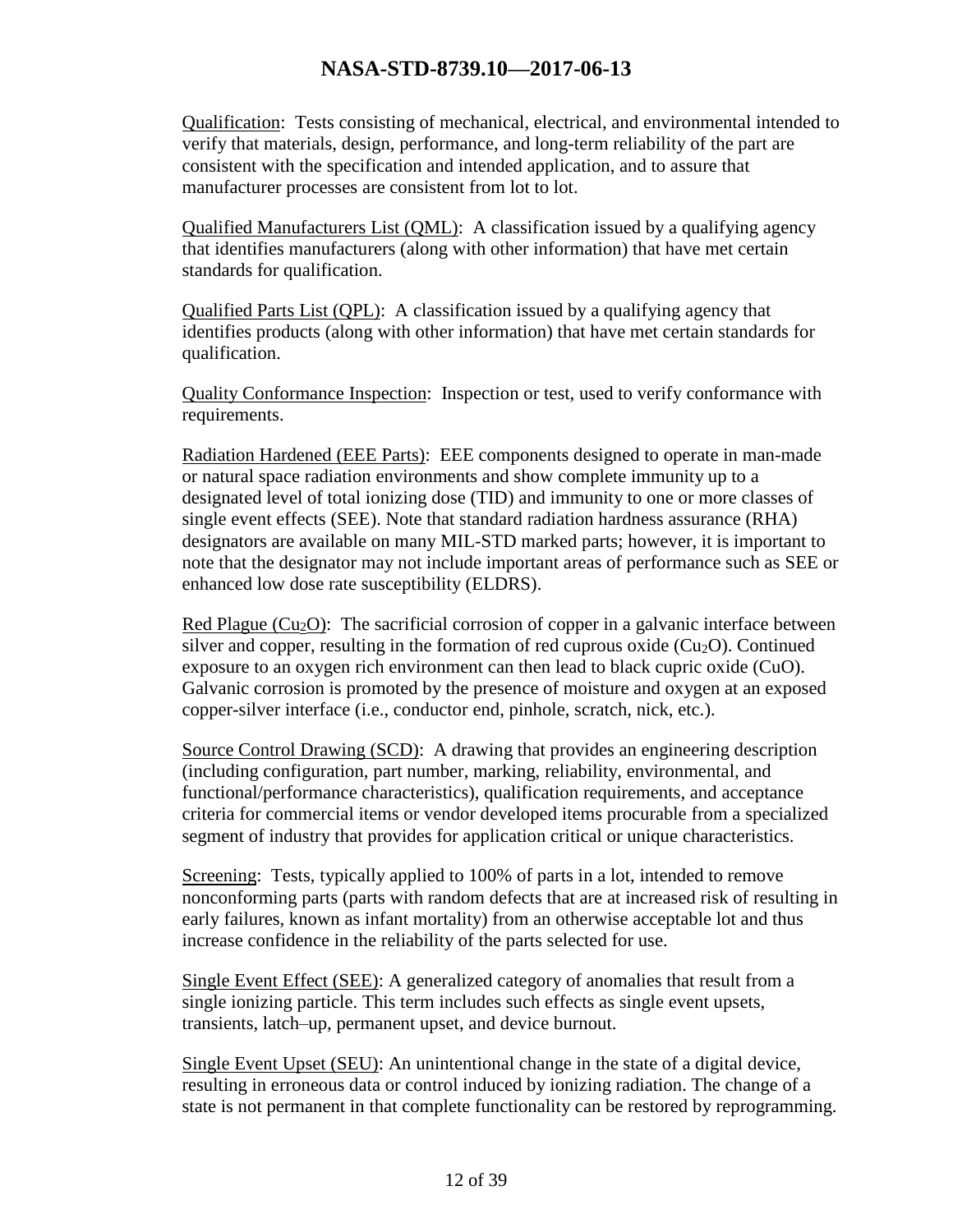Qualification: Tests consisting of mechanical, electrical, and environmental intended to verify that materials, design, performance, and long-term reliability of the part are consistent with the specification and intended application, and to assure that manufacturer processes are consistent from lot to lot.

Qualified Manufacturers List (QML): A classification issued by a qualifying agency that identifies manufacturers (along with other information) that have met certain standards for qualification.

Qualified Parts List (QPL): A classification issued by a qualifying agency that identifies products (along with other information) that have met certain standards for qualification.

Quality Conformance Inspection: Inspection or test, used to verify conformance with requirements.

Radiation Hardened (EEE Parts): EEE components designed to operate in man-made or natural space radiation environments and show complete immunity up to a designated level of total ionizing dose (TID) and immunity to one or more classes of single event effects (SEE). Note that standard radiation hardness assurance (RHA) designators are available on many MIL-STD marked parts; however, it is important to note that the designator may not include important areas of performance such as SEE or enhanced low dose rate susceptibility (ELDRS).

Red Plague ($Cu_2O$): The sacrificial corrosion of copper in a galvanic interface between silver and copper, resulting in the formation of red cuprous oxide ($Cu_2O$). Continued exposure to an oxygen rich environment can then lead to black cupric oxide (CuO). Galvanic corrosion is promoted by the presence of moisture and oxygen at an exposed copper-silver interface (i.e., conductor end, pinhole, scratch, nick, etc.).

Source Control Drawing (SCD): A drawing that provides an engineering description (including configuration, part number, marking, reliability, environmental, and functional/performance characteristics), qualification requirements, and acceptance criteria for commercial items or vendor developed items procurable from a specialized segment of industry that provides for application critical or unique characteristics.

Screening: Tests, typically applied to 100% of parts in a lot, intended to remove nonconforming parts (parts with random defects that are at increased risk of resulting in early failures, known as infant mortality) from an otherwise acceptable lot and thus increase confidence in the reliability of the parts selected for use.

Single Event Effect (SEE): A generalized category of anomalies that result from a single ionizing particle. This term includes such effects as single event upsets, transients, latch–up, permanent upset, and device burnout.

Single Event Upset (SEU): An unintentional change in the state of a digital device, resulting in erroneous data or control induced by ionizing radiation. The change of a state is not permanent in that complete functionality can be restored by reprogramming.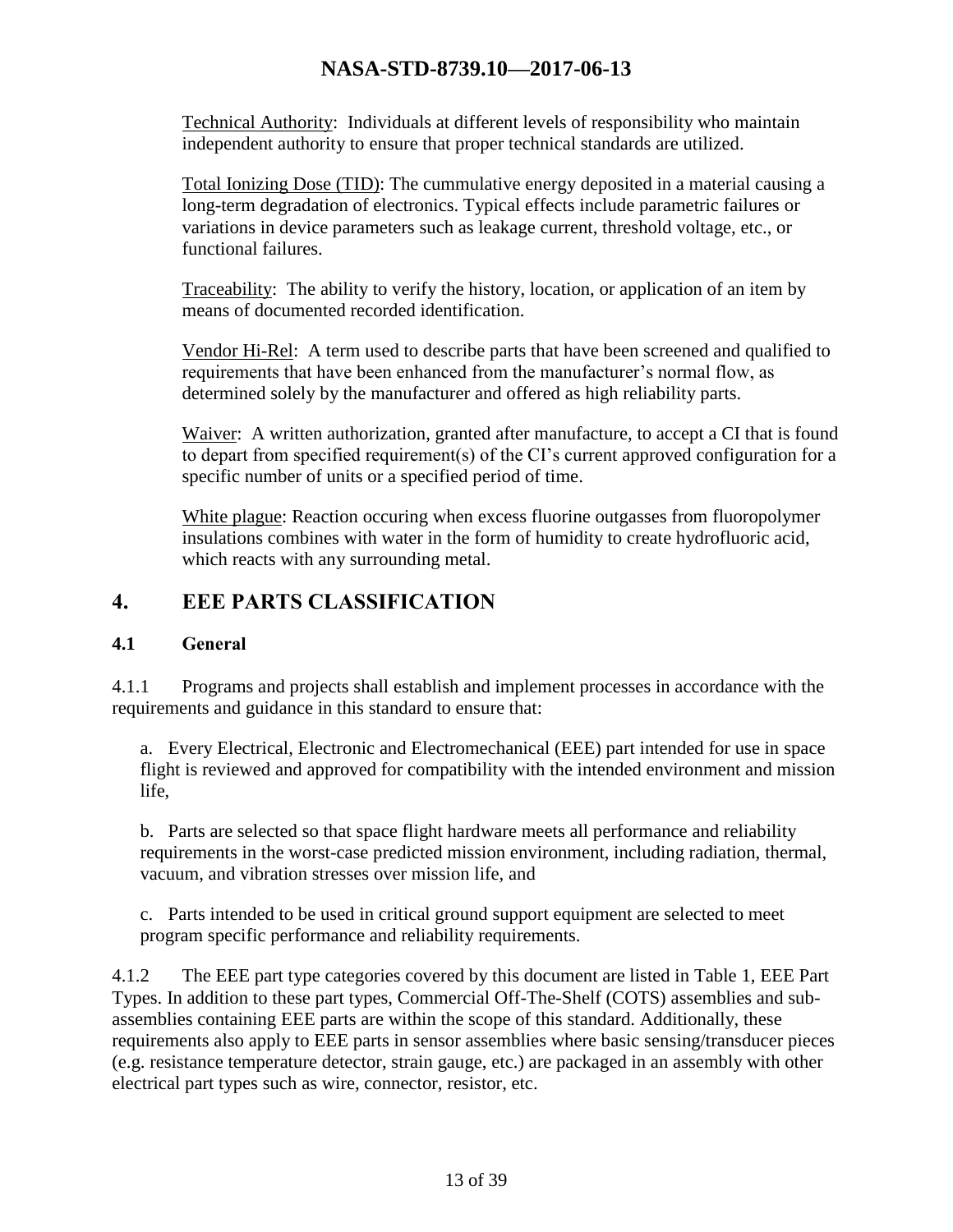Technical Authority: Individuals at different levels of responsibility who maintain independent authority to ensure that proper technical standards are utilized.

Total Ionizing Dose (TID): The cummulative energy deposited in a material causing a long-term degradation of electronics. Typical effects include parametric failures or variations in device parameters such as leakage current, threshold voltage, etc., or functional failures.

Traceability: The ability to verify the history, location, or application of an item by means of documented recorded identification.

Vendor Hi-Rel: A term used to describe parts that have been screened and qualified to requirements that have been enhanced from the manufacturer's normal flow, as determined solely by the manufacturer and offered as high reliability parts.

Waiver: A written authorization, granted after manufacture, to accept a CI that is found to depart from specified requirement(s) of the CI's current approved configuration for a specific number of units or a specified period of time.

White plague: Reaction occuring when excess fluorine outgasses from fluoropolymer insulations combines with water in the form of humidity to create hydrofluoric acid, which reacts with any surrounding metal.

# 4. EEE PARTS CLASSIFICATION

## 4.1 General

4.1.1 Programs and projects shall establish and implement processes in accordance with the requirements and guidance in this standard to ensure that:

a. Every Electrical, Electronic and Electromechanical (EEE) part intended for use in space flight is reviewed and approved for compatibility with the intended environment and mission life,

b. Parts are selected so that space flight hardware meets all performance and reliability requirements in the worst-case predicted mission environment, including radiation, thermal, vacuum, and vibration stresses over mission life, and

c. Parts intended to be used in critical ground support equipment are selected to meet program specific performance and reliability requirements.

4.1.2 The EEE part type categories covered by this document are listed in Table 1, EEE Part Types. In addition to these part types, Commercial Off-The-Shelf (COTS) assemblies and sub-assemblies containing EEE parts are within the scope of this standard. Additionally, these requirements also apply to EEE parts in sensor assemblies where basic sensing/transducer pieces (e.g. resistance temperature detector, strain gauge, etc.) are packaged in an assembly with other electrical part types such as wire, connector, resistor, etc.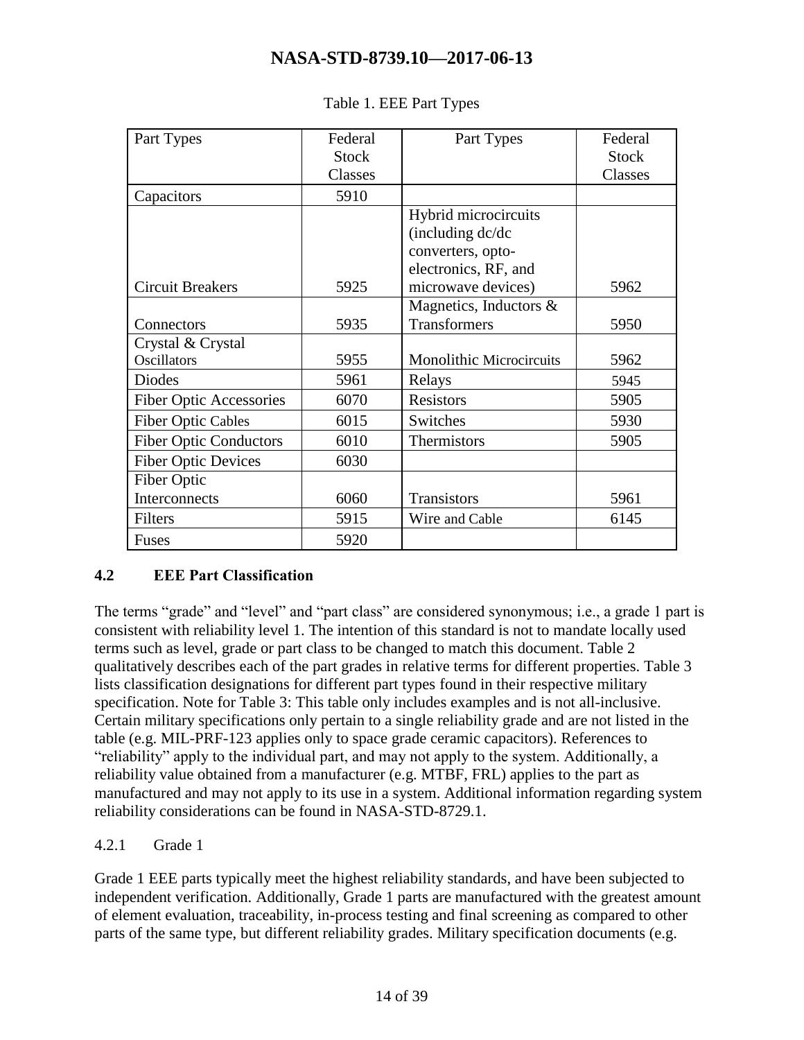Table 1. EEE Part Types

| Part Types | Federal Stock Classes | Part Types | Federal Stock Classes |
|---|---|---|---|
| Capacitors | 5910 | | |
| Circuit Breakers | 5925 | Hybrid microcircuits (including dc/dc converters, opto-electronics, RF, and microwave devices) | 5962 |
| Connectors | 5935 | Magnetics, Inductors & Transformers | 5950 |
| Crystal & Crystal Oscillators | 5955 | Monolithic Microcircuits | 5962 |
| Diodes | 5961 | Relays | 5945 |
| Fiber Optic Accessories | 6070 | Resistors | 5905 |
| Fiber Optic Cables | 6015 | Switches | 5930 |
| Fiber Optic Conductors | 6010 | Thermistors | 5905 |
| Fiber Optic Devices | 6030 | | |
| Fiber Optic Interconnects | 6060 | Transistors | 5961 |
| Filters | 5915 | Wire and Cable | 6145 |
| Fuses | 5920 | | |

## 4.2 EEE Part Classification

The terms "grade" and "level" and "part class" are considered synonymous; i.e., a grade 1 part is consistent with reliability level 1. The intention of this standard is not to mandate locally used terms such as level, grade or part class to be changed to match this document. Table 2 qualitatively describes each of the part grades in relative terms for different properties. Table 3 lists classification designations for different part types found in their respective military specification. Note for Table 3: This table only includes examples and is not all-inclusive. Certain military specifications only pertain to a single reliability grade and are not listed in the table (e.g. MIL-PRF-123 applies only to space grade ceramic capacitors). References to "reliability" apply to the individual part, and may not apply to the system. Additionally, a reliability value obtained from a manufacturer (e.g. MTBF, FRL) applies to the part as manufactured and may not apply to its use in a system. Additional information regarding system reliability considerations can be found in NASA-STD-8729.1.

### 4.2.1 Grade 1

Grade 1 EEE parts typically meet the highest reliability standards, and have been subjected to independent verification. Additionally, Grade 1 parts are manufactured with the greatest amount of element evaluation, traceability, in-process testing and final screening as compared to other parts of the same type, but different reliability grades. Military specification documents (e.g.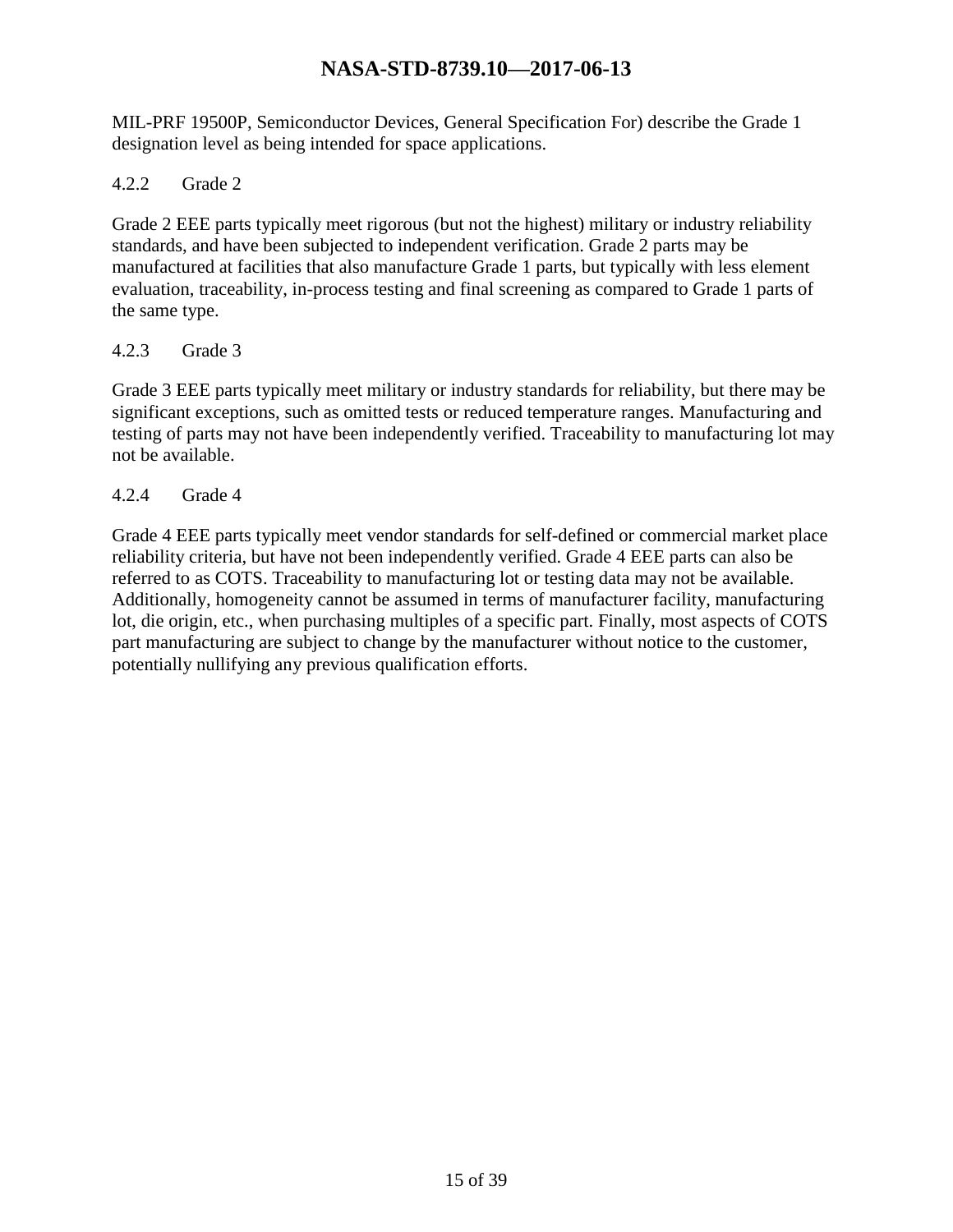MIL-PRF 19500P, Semiconductor Devices, General Specification For) describe the Grade 1 designation level as being intended for space applications.

### 4.2.2 Grade 2

Grade 2 EEE parts typically meet rigorous (but not the highest) military or industry reliability standards, and have been subjected to independent verification. Grade 2 parts may be manufactured at facilities that also manufacture Grade 1 parts, but typically with less element evaluation, traceability, in-process testing and final screening as compared to Grade 1 parts of the same type.

### 4.2.3 Grade 3

Grade 3 EEE parts typically meet military or industry standards for reliability, but there may be significant exceptions, such as omitted tests or reduced temperature ranges. Manufacturing and testing of parts may not have been independently verified. Traceability to manufacturing lot may not be available.

### 4.2.4 Grade 4

Grade 4 EEE parts typically meet vendor standards for self-defined or commercial market place reliability criteria, but have not been independently verified. Grade 4 EEE parts can also be referred to as COTS. Traceability to manufacturing lot or testing data may not be available. Additionally, homogeneity cannot be assumed in terms of manufacturer facility, manufacturing lot, die origin, etc., when purchasing multiples of a specific part. Finally, most aspects of COTS part manufacturing are subject to change by the manufacturer without notice to the customer, potentially nullifying any previous qualification efforts.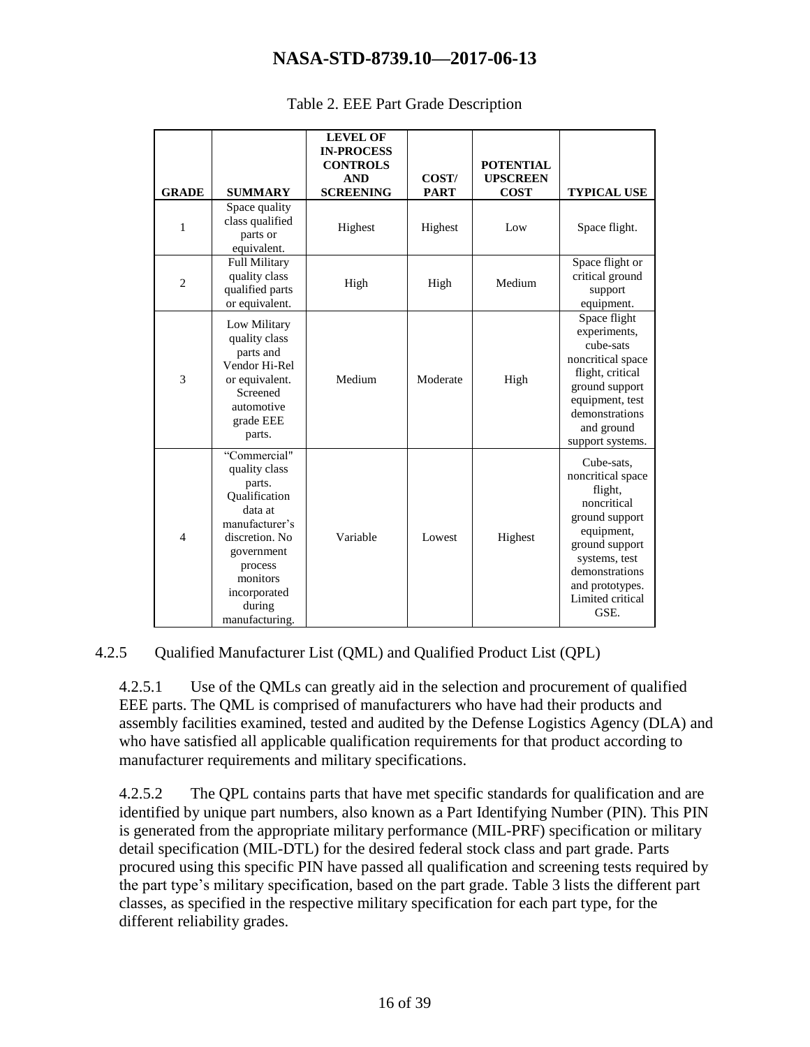Table 2. EEE Part Grade Description

| GRADE | SUMMARY | LEVEL OF IN-PROCESS CONTROLS AND SCREENING | COST/ PART | POTENTIAL UPSCREEN COST | TYPICAL USE |
|---|---|---|---|---|---|
| 1 | Space quality class qualified parts or equivalent. | Highest | Highest | Low | Space flight. |
| 2 | Full Military quality class qualified parts or equivalent. | High | High | Medium | Space flight or critical ground support equipment. |
| 3 | Low Military quality class parts and Vendor Hi-Rel or equivalent. Screened automotive grade EEE parts. | Medium | Moderate | High | Space flight experiments, cube-sats noncritical space flight, critical ground support equipment, test demonstrations and ground support systems. |
| 4 | "Commercial" quality class parts. Qualification data at manufacturer's discretion. No government process monitors incorporated during manufacturing. | Variable | Lowest | Highest | Cube-sats, noncritical space flight, noncritical ground support equipment, ground support systems, test demonstrations and prototypes. Limited critical GSE. |

4.2.5 Qualified Manufacturer List (QML) and Qualified Product List (QPL)

4.2.5.1 Use of the QMLs can greatly aid in the selection and procurement of qualified EEE parts. The QML is comprised of manufacturers who have had their products and assembly facilities examined, tested and audited by the Defense Logistics Agency (DLA) and who have satisfied all applicable qualification requirements for that product according to manufacturer requirements and military specifications.

4.2.5.2 The QPL contains parts that have met specific standards for qualification and are identified by unique part numbers, also known as a Part Identifying Number (PIN). This PIN is generated from the appropriate military performance (MIL-PRF) specification or military detail specification (MIL-DTL) for the desired federal stock class and part grade. Parts procured using this specific PIN have passed all qualification and screening tests required by the part type's military specification, based on the part grade. Table 3 lists the different part classes, as specified in the respective military specification for each part type, for the different reliability grades.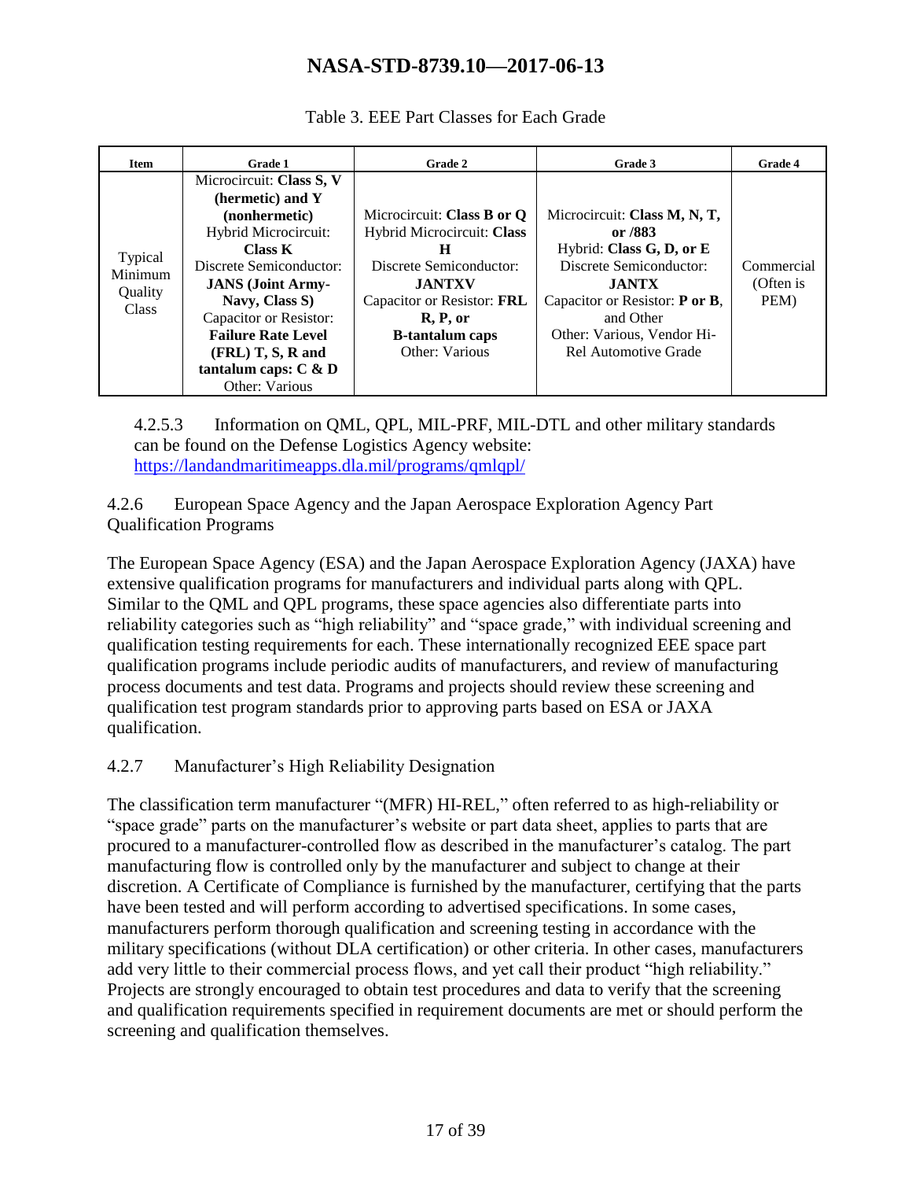Table 3. EEE Part Classes for Each Grade

| Item | Grade 1 | Grade 2 | Grade 3 | Grade 4 |
|---|---|---|---|---|
| Typical Minimum Quality Class | Microcircuit: **Class S, V (hermetic) and Y (nonhermetic)** Hybrid Microcircuit: **Class K** Discrete Semiconductor: **JANS (Joint Army-Navy, Class S)** Capacitor or Resistor: **Failure Rate Level (FRL) T, S, R and tantalum caps: C & D** Other: Various | Microcircuit: **Class B or Q** Hybrid Microcircuit: **Class H** Discrete Semiconductor: **JANTXV** Capacitor or Resistor: **FRL R, P, or B-tantalum caps** Other: Various | Microcircuit: **Class M, N, T, or /883** Hybrid: **Class G, D, or E** Discrete Semiconductor: **JANTX** Capacitor or Resistor: **P or B**, and Other Other: Various, Vendor Hi-Rel Automotive Grade | Commercial (Often is PEM) |

4.2.5.3 Information on QML, QPL, MIL-PRF, MIL-DTL and other military standards can be found on the Defense Logistics Agency website: https://landandmaritimeapps.dla.mil/programs/qmlqpl/

4.2.6 European Space Agency and the Japan Aerospace Exploration Agency Part Qualification Programs

The European Space Agency (ESA) and the Japan Aerospace Exploration Agency (JAXA) have extensive qualification programs for manufacturers and individual parts along with QPL. Similar to the QML and QPL programs, these space agencies also differentiate parts into reliability categories such as "high reliability" and "space grade," with individual screening and qualification testing requirements for each. These internationally recognized EEE space part qualification programs include periodic audits of manufacturers, and review of manufacturing process documents and test data. Programs and projects should review these screening and qualification test program standards prior to approving parts based on ESA or JAXA qualification.

4.2.7 Manufacturer's High Reliability Designation

The classification term manufacturer "(MFR) HI-REL," often referred to as high-reliability or "space grade" parts on the manufacturer's website or part data sheet, applies to parts that are procured to a manufacturer-controlled flow as described in the manufacturer's catalog. The part manufacturing flow is controlled only by the manufacturer and subject to change at their discretion. A Certificate of Compliance is furnished by the manufacturer, certifying that the parts have been tested and will perform according to advertised specifications. In some cases, manufacturers perform thorough qualification and screening testing in accordance with the military specifications (without DLA certification) or other criteria. In other cases, manufacturers add very little to their commercial process flows, and yet call their product "high reliability." Projects are strongly encouraged to obtain test procedures and data to verify that the screening and qualification requirements specified in requirement documents are met or should perform the screening and qualification themselves.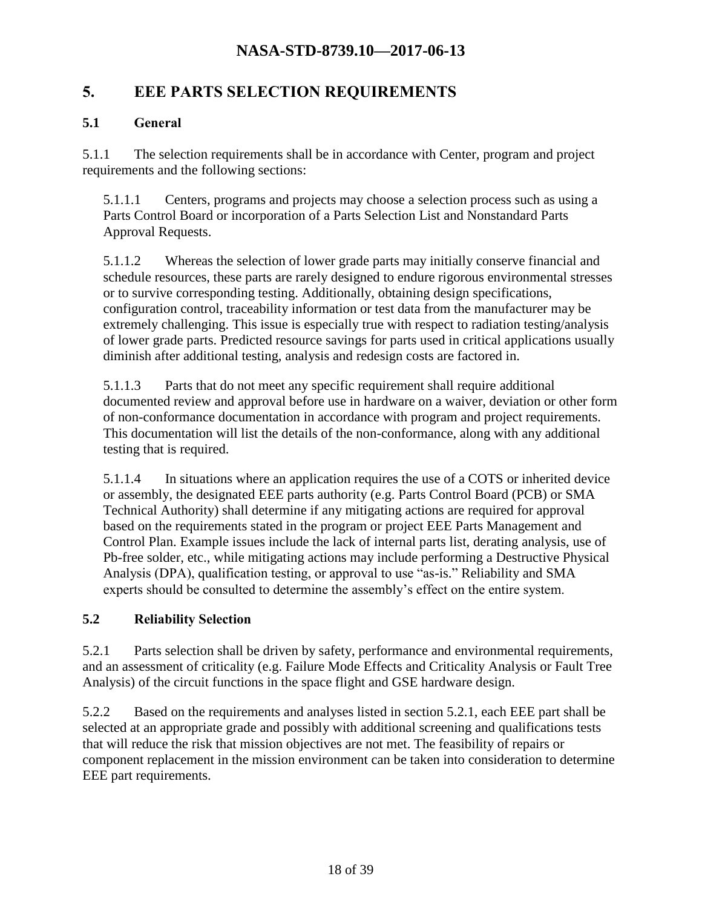# 5. EEE PARTS SELECTION REQUIREMENTS

## 5.1 General

5.1.1 The selection requirements shall be in accordance with Center, program and project requirements and the following sections:

5.1.1.1 Centers, programs and projects may choose a selection process such as using a Parts Control Board or incorporation of a Parts Selection List and Nonstandard Parts Approval Requests.

5.1.1.2 Whereas the selection of lower grade parts may initially conserve financial and schedule resources, these parts are rarely designed to endure rigorous environmental stresses or to survive corresponding testing. Additionally, obtaining design specifications, configuration control, traceability information or test data from the manufacturer may be extremely challenging. This issue is especially true with respect to radiation testing/analysis of lower grade parts. Predicted resource savings for parts used in critical applications usually diminish after additional testing, analysis and redesign costs are factored in.

5.1.1.3 Parts that do not meet any specific requirement shall require additional documented review and approval before use in hardware on a waiver, deviation or other form of non-conformance documentation in accordance with program and project requirements. This documentation will list the details of the non-conformance, along with any additional testing that is required.

5.1.1.4 In situations where an application requires the use of a COTS or inherited device or assembly, the designated EEE parts authority (e.g. Parts Control Board (PCB) or SMA Technical Authority) shall determine if any mitigating actions are required for approval based on the requirements stated in the program or project EEE Parts Management and Control Plan. Example issues include the lack of internal parts list, derating analysis, use of Pb-free solder, etc., while mitigating actions may include performing a Destructive Physical Analysis (DPA), qualification testing, or approval to use "as-is." Reliability and SMA experts should be consulted to determine the assembly's effect on the entire system.

## 5.2 Reliability Selection

5.2.1 Parts selection shall be driven by safety, performance and environmental requirements, and an assessment of criticality (e.g. Failure Mode Effects and Criticality Analysis or Fault Tree Analysis) of the circuit functions in the space flight and GSE hardware design.

5.2.2 Based on the requirements and analyses listed in section 5.2.1, each EEE part shall be selected at an appropriate grade and possibly with additional screening and qualifications tests that will reduce the risk that mission objectives are not met. The feasibility of repairs or component replacement in the mission environment can be taken into consideration to determine EEE part requirements.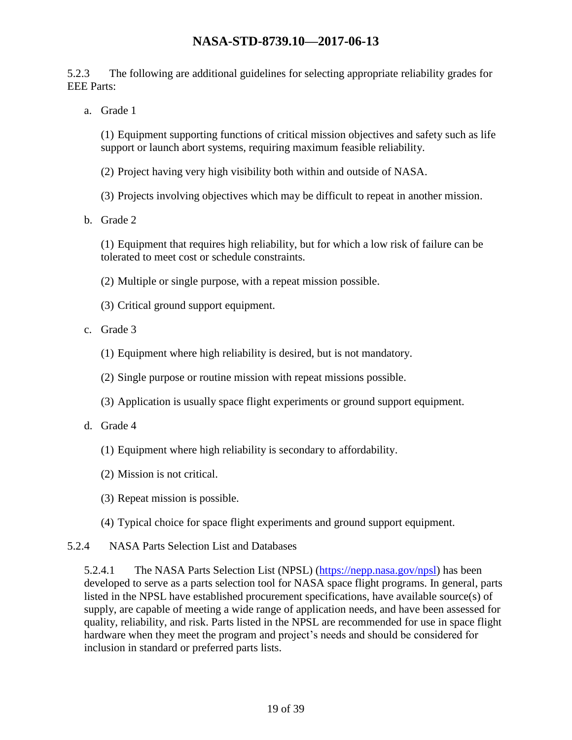5.2.3 The following are additional guidelines for selecting appropriate reliability grades for EEE Parts:

a. Grade 1

(1) Equipment supporting functions of critical mission objectives and safety such as life support or launch abort systems, requiring maximum feasible reliability.

(2) Project having very high visibility both within and outside of NASA.

(3) Projects involving objectives which may be difficult to repeat in another mission.

b. Grade 2

(1) Equipment that requires high reliability, but for which a low risk of failure can be tolerated to meet cost or schedule constraints.

(2) Multiple or single purpose, with a repeat mission possible.

(3) Critical ground support equipment.

c. Grade 3

(1) Equipment where high reliability is desired, but is not mandatory.

(2) Single purpose or routine mission with repeat missions possible.

(3) Application is usually space flight experiments or ground support equipment.

d. Grade 4

(1) Equipment where high reliability is secondary to affordability.

(2) Mission is not critical.

(3) Repeat mission is possible.

(4) Typical choice for space flight experiments and ground support equipment.

5.2.4 NASA Parts Selection List and Databases

5.2.4.1 The NASA Parts Selection List (NPSL) ([https://nepp.nasa.gov/npsl](https://nepp.nasa.gov/npsl)) has been developed to serve as a parts selection tool for NASA space flight programs. In general, parts listed in the NPSL have established procurement specifications, have available source(s) of supply, are capable of meeting a wide range of application needs, and have been assessed for quality, reliability, and risk. Parts listed in the NPSL are recommended for use in space flight hardware when they meet the program and project's needs and should be considered for inclusion in standard or preferred parts lists.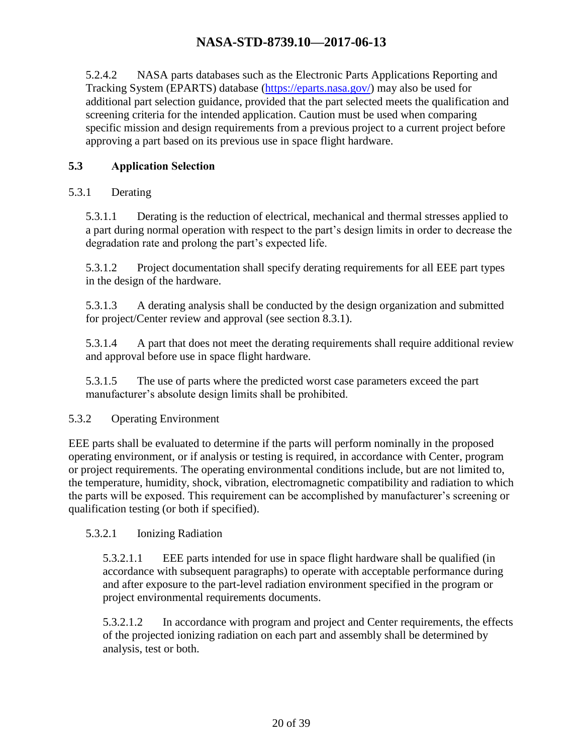5.2.4.2 NASA parts databases such as the Electronic Parts Applications Reporting and Tracking System (EPARTS) database (https://eparts.nasa.gov/) may also be used for additional part selection guidance, provided that the part selected meets the qualification and screening criteria for the intended application. Caution must be used when comparing specific mission and design requirements from a previous project to a current project before approving a part based on its previous use in space flight hardware.

## 5.3 Application Selection

### 5.3.1 Derating

5.3.1.1 Derating is the reduction of electrical, mechanical and thermal stresses applied to a part during normal operation with respect to the part's design limits in order to decrease the degradation rate and prolong the part's expected life.

5.3.1.2 Project documentation shall specify derating requirements for all EEE part types in the design of the hardware.

5.3.1.3 A derating analysis shall be conducted by the design organization and submitted for project/Center review and approval (see section 8.3.1).

5.3.1.4 A part that does not meet the derating requirements shall require additional review and approval before use in space flight hardware.

5.3.1.5 The use of parts where the predicted worst case parameters exceed the part manufacturer's absolute design limits shall be prohibited.

### 5.3.2 Operating Environment

EEE parts shall be evaluated to determine if the parts will perform nominally in the proposed operating environment, or if analysis or testing is required, in accordance with Center, program or project requirements. The operating environmental conditions include, but are not limited to, the temperature, humidity, shock, vibration, electromagnetic compatibility and radiation to which the parts will be exposed. This requirement can be accomplished by manufacturer's screening or qualification testing (or both if specified).

#### 5.3.2.1 Ionizing Radiation

5.3.2.1.1 EEE parts intended for use in space flight hardware shall be qualified (in accordance with subsequent paragraphs) to operate with acceptable performance during and after exposure to the part-level radiation environment specified in the program or project environmental requirements documents.

5.3.2.1.2 In accordance with program and project and Center requirements, the effects of the projected ionizing radiation on each part and assembly shall be determined by analysis, test or both.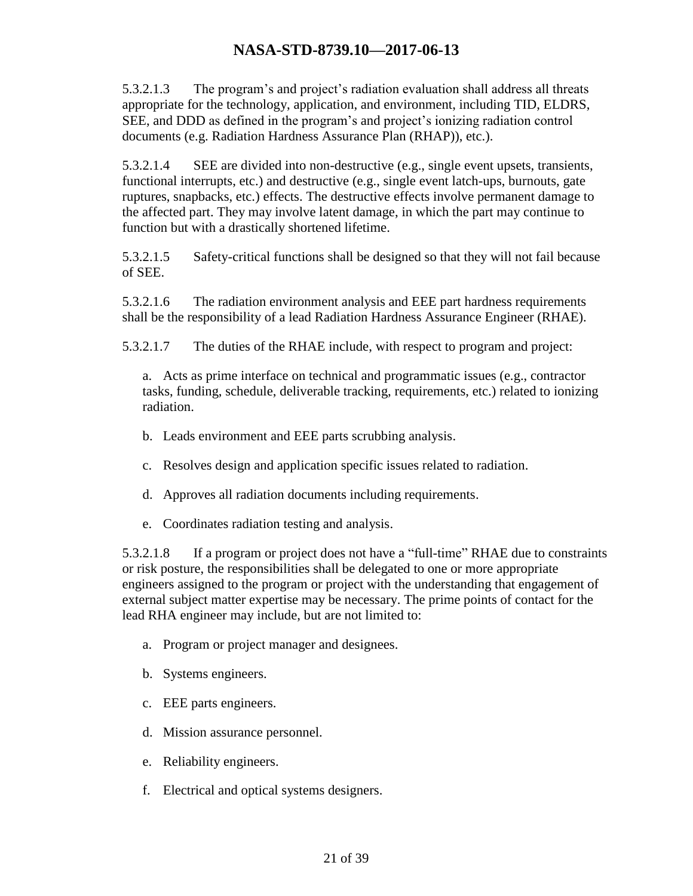5.3.2.1.3 The program's and project's radiation evaluation shall address all threats appropriate for the technology, application, and environment, including TID, ELDRS, SEE, and DDD as defined in the program's and project's ionizing radiation control documents (e.g. Radiation Hardness Assurance Plan (RHAP)), etc.).

5.3.2.1.4 SEE are divided into non-destructive (e.g., single event upsets, transients, functional interrupts, etc.) and destructive (e.g., single event latch-ups, burnouts, gate ruptures, snapbacks, etc.) effects. The destructive effects involve permanent damage to the affected part. They may involve latent damage, in which the part may continue to function but with a drastically shortened lifetime.

5.3.2.1.5 Safety-critical functions shall be designed so that they will not fail because of SEE.

5.3.2.1.6 The radiation environment analysis and EEE part hardness requirements shall be the responsibility of a lead Radiation Hardness Assurance Engineer (RHAE).

5.3.2.1.7 The duties of the RHAE include, with respect to program and project:

a. Acts as prime interface on technical and programmatic issues (e.g., contractor tasks, funding, schedule, deliverable tracking, requirements, etc.) related to ionizing radiation.

b. Leads environment and EEE parts scrubbing analysis.

c. Resolves design and application specific issues related to radiation.

d. Approves all radiation documents including requirements.

e. Coordinates radiation testing and analysis.

5.3.2.1.8 If a program or project does not have a "full-time" RHAE due to constraints or risk posture, the responsibilities shall be delegated to one or more appropriate engineers assigned to the program or project with the understanding that engagement of external subject matter expertise may be necessary. The prime points of contact for the lead RHA engineer may include, but are not limited to:

a. Program or project manager and designees.

b. Systems engineers.

c. EEE parts engineers.

d. Mission assurance personnel.

e. Reliability engineers.

f. Electrical and optical systems designers.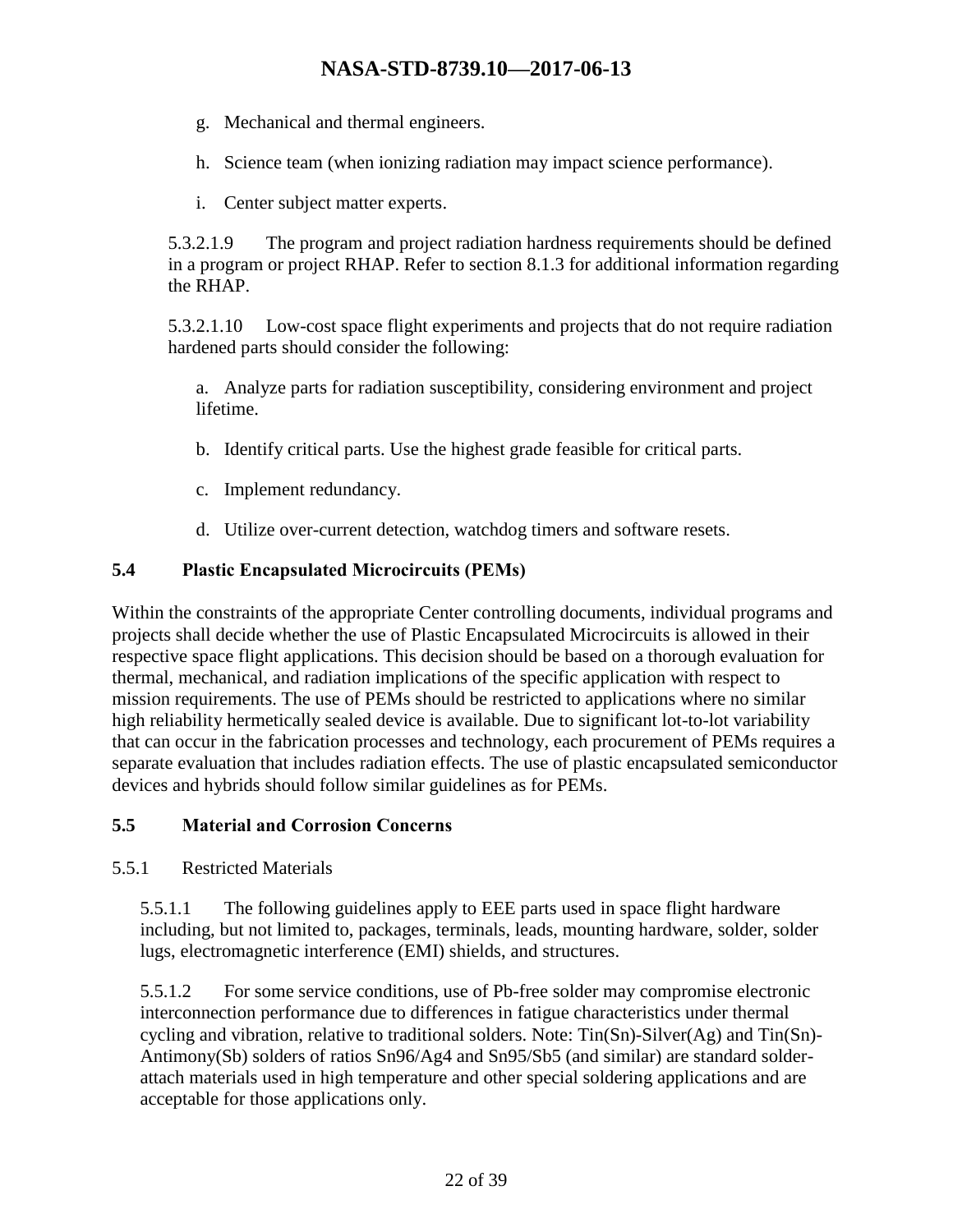g. Mechanical and thermal engineers.

h. Science team (when ionizing radiation may impact science performance).

i. Center subject matter experts.

5.3.2.1.9 The program and project radiation hardness requirements should be defined in a program or project RHAP. Refer to section 8.1.3 for additional information regarding the RHAP.

5.3.2.1.10 Low-cost space flight experiments and projects that do not require radiation hardened parts should consider the following:

a. Analyze parts for radiation susceptibility, considering environment and project lifetime.

b. Identify critical parts. Use the highest grade feasible for critical parts.

c. Implement redundancy.

d. Utilize over-current detection, watchdog timers and software resets.

## 5.4 Plastic Encapsulated Microcircuits (PEMs)

Within the constraints of the appropriate Center controlling documents, individual programs and projects shall decide whether the use of Plastic Encapsulated Microcircuits is allowed in their respective space flight applications. This decision should be based on a thorough evaluation for thermal, mechanical, and radiation implications of the specific application with respect to mission requirements. The use of PEMs should be restricted to applications where no similar high reliability hermetically sealed device is available. Due to significant lot-to-lot variability that can occur in the fabrication processes and technology, each procurement of PEMs requires a separate evaluation that includes radiation effects. The use of plastic encapsulated semiconductor devices and hybrids should follow similar guidelines as for PEMs.

## 5.5 Material and Corrosion Concerns

### 5.5.1 Restricted Materials

5.5.1.1 The following guidelines apply to EEE parts used in space flight hardware including, but not limited to, packages, terminals, leads, mounting hardware, solder, solder lugs, electromagnetic interference (EMI) shields, and structures.

5.5.1.2 For some service conditions, use of Pb-free solder may compromise electronic interconnection performance due to differences in fatigue characteristics under thermal cycling and vibration, relative to traditional solders. Note: Tin(Sn)-Silver(Ag) and Tin(Sn)-Antimony(Sb) solders of ratios Sn96/Ag4 and Sn95/Sb5 (and similar) are standard solder-attach materials used in high temperature and other special soldering applications and are acceptable for those applications only.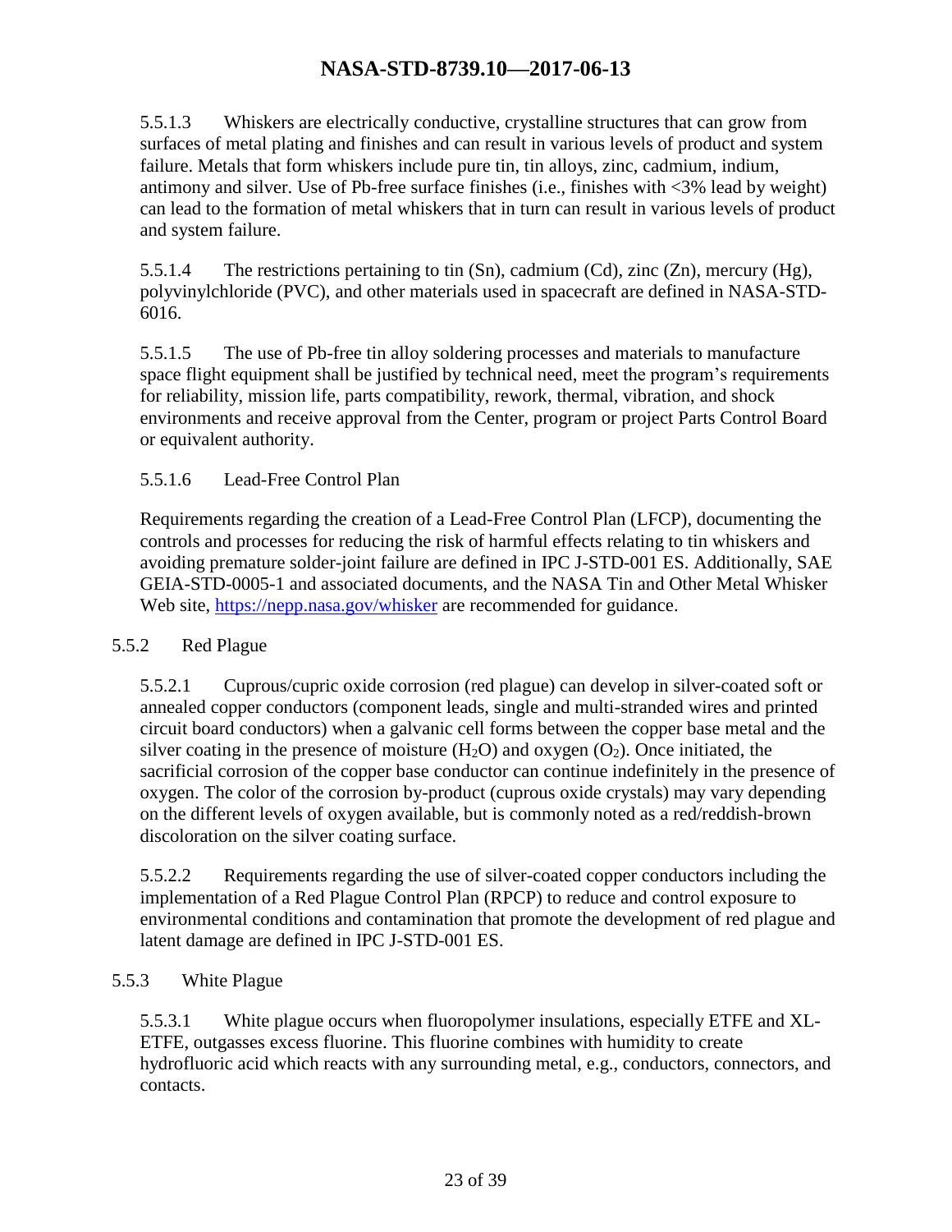5.5.1.3 Whiskers are electrically conductive, crystalline structures that can grow from surfaces of metal plating and finishes and can result in various levels of product and system failure. Metals that form whiskers include pure tin, tin alloys, zinc, cadmium, indium, antimony and silver. Use of Pb-free surface finishes (i.e., finishes with <3% lead by weight) can lead to the formation of metal whiskers that in turn can result in various levels of product and system failure.

5.5.1.4 The restrictions pertaining to tin (Sn), cadmium (Cd), zinc (Zn), mercury (Hg), polyvinylchloride (PVC), and other materials used in spacecraft are defined in NASA-STD-6016.

5.5.1.5 The use of Pb-free tin alloy soldering processes and materials to manufacture space flight equipment shall be justified by technical need, meet the program's requirements for reliability, mission life, parts compatibility, rework, thermal, vibration, and shock environments and receive approval from the Center, program or project Parts Control Board or equivalent authority.

5.5.1.6 Lead-Free Control Plan

Requirements regarding the creation of a Lead-Free Control Plan (LFCP), documenting the controls and processes for reducing the risk of harmful effects relating to tin whiskers and avoiding premature solder-joint failure are defined in IPC J-STD-001 ES. Additionally, SAE GEIA-STD-0005-1 and associated documents, and the NASA Tin and Other Metal Whisker Web site, [https://nepp.nasa.gov/whisker](https://nepp.nasa.gov/whisker) are recommended for guidance.

### 5.5.2 Red Plague

5.5.2.1 Cuprous/cupric oxide corrosion (red plague) can develop in silver-coated soft or annealed copper conductors (component leads, single and multi-stranded wires and printed circuit board conductors) when a galvanic cell forms between the copper base metal and the silver coating in the presence of moisture ($H_2O$) and oxygen ($O_2$). Once initiated, the sacrificial corrosion of the copper base conductor can continue indefinitely in the presence of oxygen. The color of the corrosion by-product (cuprous oxide crystals) may vary depending on the different levels of oxygen available, but is commonly noted as a red/reddish-brown discoloration on the silver coating surface.

5.5.2.2 Requirements regarding the use of silver-coated copper conductors including the implementation of a Red Plague Control Plan (RPCP) to reduce and control exposure to environmental conditions and contamination that promote the development of red plague and latent damage are defined in IPC J-STD-001 ES.

### 5.5.3 White Plague

5.5.3.1 White plague occurs when fluoropolymer insulations, especially ETFE and XL-ETFE, outgasses excess fluorine. This fluorine combines with humidity to create hydrofluoric acid which reacts with any surrounding metal, e.g., conductors, connectors, and contacts.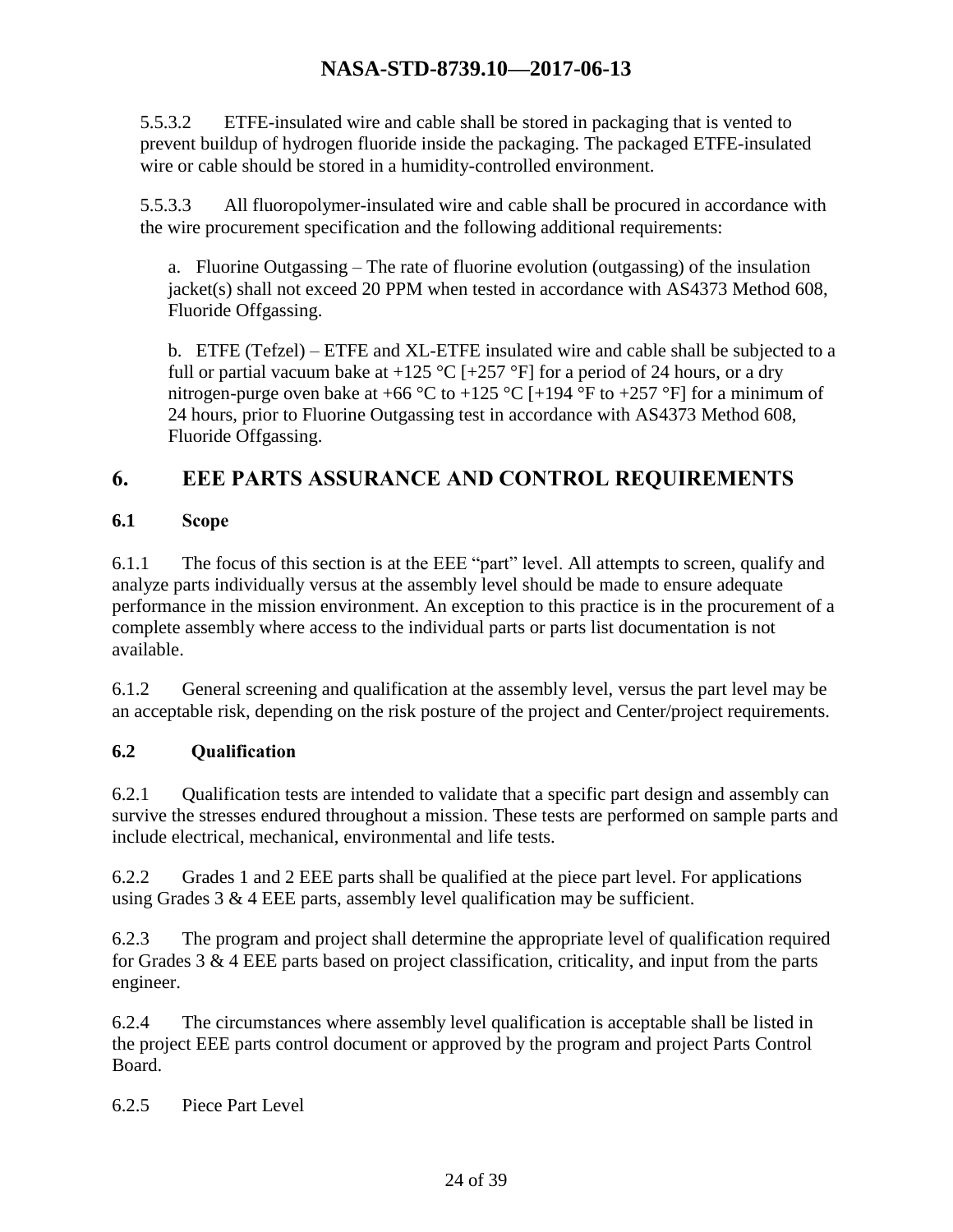5.5.3.2 ETFE-insulated wire and cable shall be stored in packaging that is vented to prevent buildup of hydrogen fluoride inside the packaging. The packaged ETFE-insulated wire or cable should be stored in a humidity-controlled environment.

5.5.3.3 All fluoropolymer-insulated wire and cable shall be procured in accordance with the wire procurement specification and the following additional requirements:

a. Fluorine Outgassing – The rate of fluorine evolution (outgassing) of the insulation jacket(s) shall not exceed 20 PPM when tested in accordance with AS4373 Method 608, Fluoride Offgassing.

b. ETFE (Tefzel) – ETFE and XL-ETFE insulated wire and cable shall be subjected to a full or partial vacuum bake at +125 °C [+257 °F] for a period of 24 hours, or a dry nitrogen-purge oven bake at +66 °C to +125 °C [+194 °F to +257 °F] for a minimum of 24 hours, prior to Fluorine Outgassing test in accordance with AS4373 Method 608, Fluoride Offgassing.

# 6. EEE PARTS ASSURANCE AND CONTROL REQUIREMENTS

## 6.1 Scope

6.1.1 The focus of this section is at the EEE "part" level. All attempts to screen, qualify and analyze parts individually versus at the assembly level should be made to ensure adequate performance in the mission environment. An exception to this practice is in the procurement of a complete assembly where access to the individual parts or parts list documentation is not available.

6.1.2 General screening and qualification at the assembly level, versus the part level may be an acceptable risk, depending on the risk posture of the project and Center/project requirements.

## 6.2 Qualification

6.2.1 Qualification tests are intended to validate that a specific part design and assembly can survive the stresses endured throughout a mission. These tests are performed on sample parts and include electrical, mechanical, environmental and life tests.

6.2.2 Grades 1 and 2 EEE parts shall be qualified at the piece part level. For applications using Grades 3 & 4 EEE parts, assembly level qualification may be sufficient.

6.2.3 The program and project shall determine the appropriate level of qualification required for Grades 3 & 4 EEE parts based on project classification, criticality, and input from the parts engineer.

6.2.4 The circumstances where assembly level qualification is acceptable shall be listed in the project EEE parts control document or approved by the program and project Parts Control Board.

6.2.5 Piece Part Level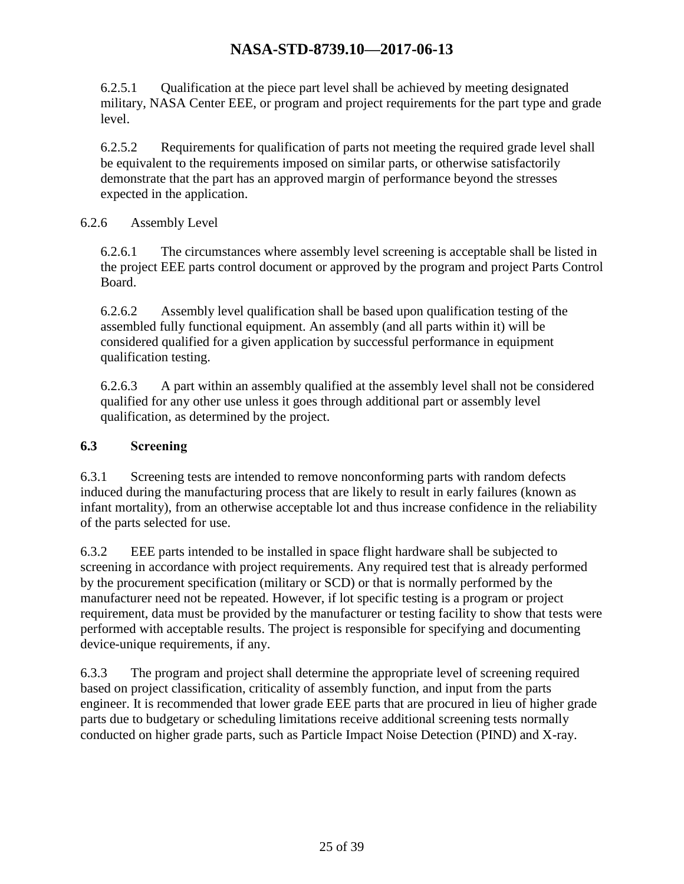6.2.5.1 Qualification at the piece part level shall be achieved by meeting designated military, NASA Center EEE, or program and project requirements for the part type and grade level.

6.2.5.2 Requirements for qualification of parts not meeting the required grade level shall be equivalent to the requirements imposed on similar parts, or otherwise satisfactorily demonstrate that the part has an approved margin of performance beyond the stresses expected in the application.

6.2.6 Assembly Level

6.2.6.1 The circumstances where assembly level screening is acceptable shall be listed in the project EEE parts control document or approved by the program and project Parts Control Board.

6.2.6.2 Assembly level qualification shall be based upon qualification testing of the assembled fully functional equipment. An assembly (and all parts within it) will be considered qualified for a given application by successful performance in equipment qualification testing.

6.2.6.3 A part within an assembly qualified at the assembly level shall not be considered qualified for any other use unless it goes through additional part or assembly level qualification, as determined by the project.

### 6.3 Screening

6.3.1 Screening tests are intended to remove nonconforming parts with random defects induced during the manufacturing process that are likely to result in early failures (known as infant mortality), from an otherwise acceptable lot and thus increase confidence in the reliability of the parts selected for use.

6.3.2 EEE parts intended to be installed in space flight hardware shall be subjected to screening in accordance with project requirements. Any required test that is already performed by the procurement specification (military or SCD) or that is normally performed by the manufacturer need not be repeated. However, if lot specific testing is a program or project requirement, data must be provided by the manufacturer or testing facility to show that tests were performed with acceptable results. The project is responsible for specifying and documenting device-unique requirements, if any.

6.3.3 The program and project shall determine the appropriate level of screening required based on project classification, criticality of assembly function, and input from the parts engineer. It is recommended that lower grade EEE parts that are procured in lieu of higher grade parts due to budgetary or scheduling limitations receive additional screening tests normally conducted on higher grade parts, such as Particle Impact Noise Detection (PIND) and X-ray.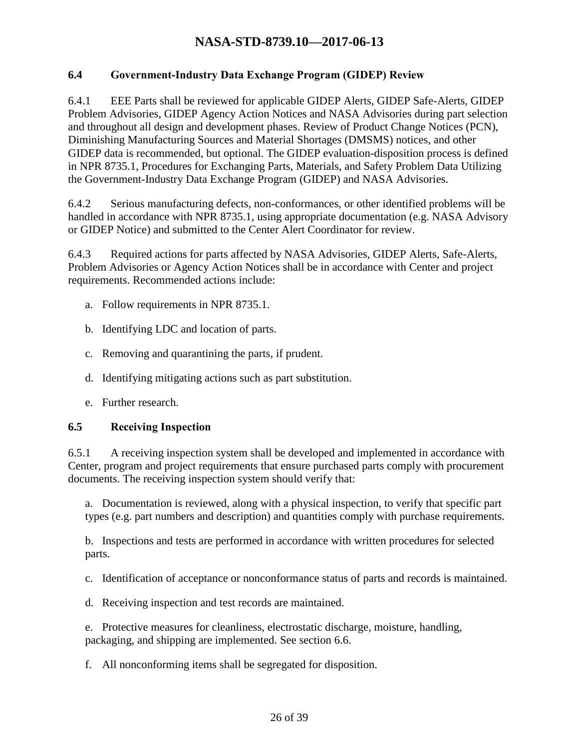### 6.4 Government-Industry Data Exchange Program (GIDEP) Review

6.4.1 EEE Parts shall be reviewed for applicable GIDEP Alerts, GIDEP Safe-Alerts, GIDEP Problem Advisories, GIDEP Agency Action Notices and NASA Advisories during part selection and throughout all design and development phases. Review of Product Change Notices (PCN), Diminishing Manufacturing Sources and Material Shortages (DMSMS) notices, and other GIDEP data is recommended, but optional. The GIDEP evaluation-disposition process is defined in NPR 8735.1, Procedures for Exchanging Parts, Materials, and Safety Problem Data Utilizing the Government-Industry Data Exchange Program (GIDEP) and NASA Advisories.

6.4.2 Serious manufacturing defects, non-conformances, or other identified problems will be handled in accordance with NPR 8735.1, using appropriate documentation (e.g. NASA Advisory or GIDEP Notice) and submitted to the Center Alert Coordinator for review.

6.4.3 Required actions for parts affected by NASA Advisories, GIDEP Alerts, Safe-Alerts, Problem Advisories or Agency Action Notices shall be in accordance with Center and project requirements. Recommended actions include:

a. Follow requirements in NPR 8735.1.

b. Identifying LDC and location of parts.

c. Removing and quarantining the parts, if prudent.

d. Identifying mitigating actions such as part substitution.

e. Further research.

### 6.5 Receiving Inspection

6.5.1 A receiving inspection system shall be developed and implemented in accordance with Center, program and project requirements that ensure purchased parts comply with procurement documents. The receiving inspection system should verify that:

a. Documentation is reviewed, along with a physical inspection, to verify that specific part types (e.g. part numbers and description) and quantities comply with purchase requirements.

b. Inspections and tests are performed in accordance with written procedures for selected parts.

c. Identification of acceptance or nonconformance status of parts and records is maintained.

d. Receiving inspection and test records are maintained.

e. Protective measures for cleanliness, electrostatic discharge, moisture, handling, packaging, and shipping are implemented. See section 6.6.

f. All nonconforming items shall be segregated for disposition.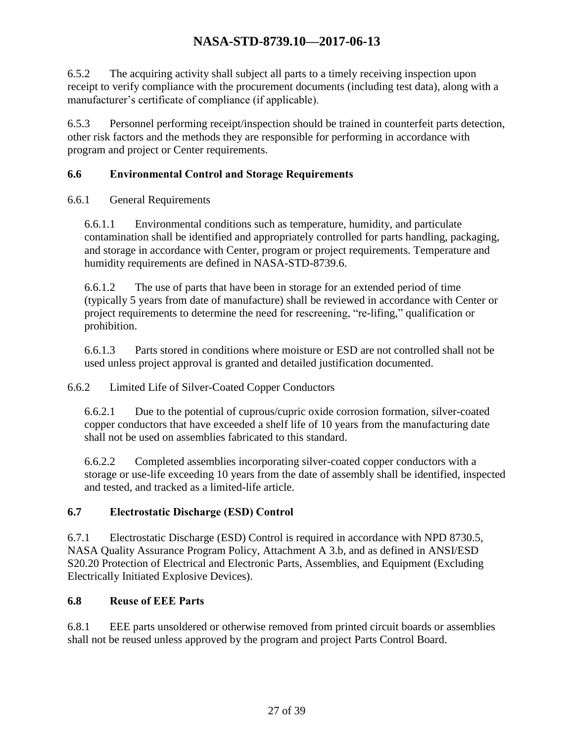6.5.2 The acquiring activity shall subject all parts to a timely receiving inspection upon receipt to verify compliance with the procurement documents (including test data), along with a manufacturer's certificate of compliance (if applicable).

6.5.3 Personnel performing receipt/inspection should be trained in counterfeit parts detection, other risk factors and the methods they are responsible for performing in accordance with program and project or Center requirements.

## 6.6 Environmental Control and Storage Requirements

6.6.1 General Requirements

6.6.1.1 Environmental conditions such as temperature, humidity, and particulate contamination shall be identified and appropriately controlled for parts handling, packaging, and storage in accordance with Center, program or project requirements. Temperature and humidity requirements are defined in NASA-STD-8739.6.

6.6.1.2 The use of parts that have been in storage for an extended period of time (typically 5 years from date of manufacture) shall be reviewed in accordance with Center or project requirements to determine the need for rescreening, "re-lifing," qualification or prohibition.

6.6.1.3 Parts stored in conditions where moisture or ESD are not controlled shall not be used unless project approval is granted and detailed justification documented.

6.6.2 Limited Life of Silver-Coated Copper Conductors

6.6.2.1 Due to the potential of cuprous/cupric oxide corrosion formation, silver-coated copper conductors that have exceeded a shelf life of 10 years from the manufacturing date shall not be used on assemblies fabricated to this standard.

6.6.2.2 Completed assemblies incorporating silver-coated copper conductors with a storage or use-life exceeding 10 years from the date of assembly shall be identified, inspected and tested, and tracked as a limited-life article.

## 6.7 Electrostatic Discharge (ESD) Control

6.7.1 Electrostatic Discharge (ESD) Control is required in accordance with NPD 8730.5, NASA Quality Assurance Program Policy, Attachment A 3.b, and as defined in ANSI/ESD S20.20 Protection of Electrical and Electronic Parts, Assemblies, and Equipment (Excluding Electrically Initiated Explosive Devices).

## 6.8 Reuse of EEE Parts

6.8.1 EEE parts unsoldered or otherwise removed from printed circuit boards or assemblies shall not be reused unless approved by the program and project Parts Control Board.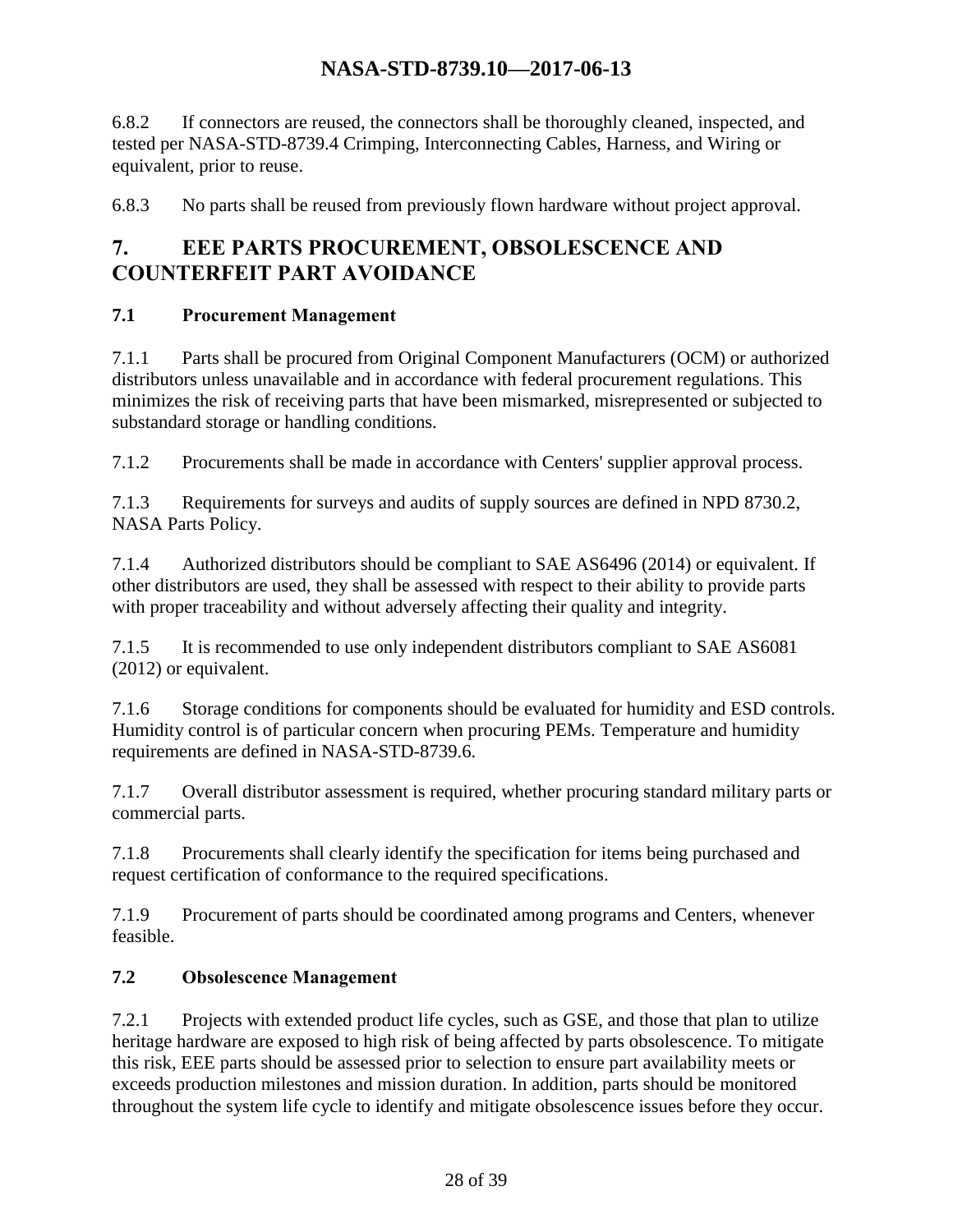6.8.2 If connectors are reused, the connectors shall be thoroughly cleaned, inspected, and tested per NASA-STD-8739.4 Crimping, Interconnecting Cables, Harness, and Wiring or equivalent, prior to reuse.

6.8.3 No parts shall be reused from previously flown hardware without project approval.

# 7. EEE PARTS PROCUREMENT, OBSOLESCENCE AND COUNTERFEIT PART AVOIDANCE

## 7.1 Procurement Management

7.1.1 Parts shall be procured from Original Component Manufacturers (OCM) or authorized distributors unless unavailable and in accordance with federal procurement regulations. This minimizes the risk of receiving parts that have been mismarked, misrepresented or subjected to substandard storage or handling conditions.

7.1.2 Procurements shall be made in accordance with Centers' supplier approval process.

7.1.3 Requirements for surveys and audits of supply sources are defined in NPD 8730.2, NASA Parts Policy.

7.1.4 Authorized distributors should be compliant to SAE AS6496 (2014) or equivalent. If other distributors are used, they shall be assessed with respect to their ability to provide parts with proper traceability and without adversely affecting their quality and integrity.

7.1.5 It is recommended to use only independent distributors compliant to SAE AS6081 (2012) or equivalent.

7.1.6 Storage conditions for components should be evaluated for humidity and ESD controls. Humidity control is of particular concern when procuring PEMs. Temperature and humidity requirements are defined in NASA-STD-8739.6.

7.1.7 Overall distributor assessment is required, whether procuring standard military parts or commercial parts.

7.1.8 Procurements shall clearly identify the specification for items being purchased and request certification of conformance to the required specifications.

7.1.9 Procurement of parts should be coordinated among programs and Centers, whenever feasible.

## 7.2 Obsolescence Management

7.2.1 Projects with extended product life cycles, such as GSE, and those that plan to utilize heritage hardware are exposed to high risk of being affected by parts obsolescence. To mitigate this risk, EEE parts should be assessed prior to selection to ensure part availability meets or exceeds production milestones and mission duration. In addition, parts should be monitored throughout the system life cycle to identify and mitigate obsolescence issues before they occur.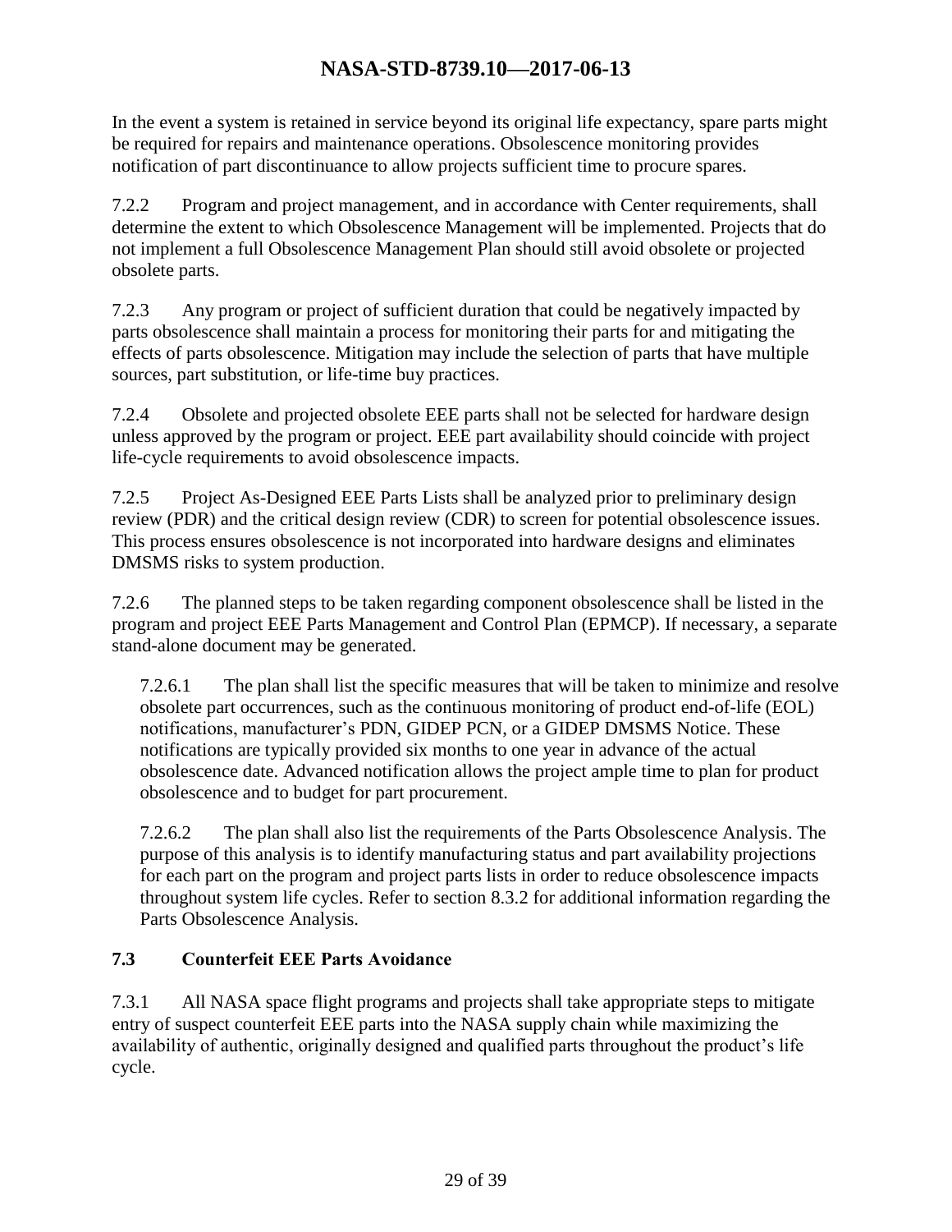In the event a system is retained in service beyond its original life expectancy, spare parts might be required for repairs and maintenance operations. Obsolescence monitoring provides notification of part discontinuance to allow projects sufficient time to procure spares.

7.2.2 Program and project management, and in accordance with Center requirements, shall determine the extent to which Obsolescence Management will be implemented. Projects that do not implement a full Obsolescence Management Plan should still avoid obsolete or projected obsolete parts.

7.2.3 Any program or project of sufficient duration that could be negatively impacted by parts obsolescence shall maintain a process for monitoring their parts for and mitigating the effects of parts obsolescence. Mitigation may include the selection of parts that have multiple sources, part substitution, or life-time buy practices.

7.2.4 Obsolete and projected obsolete EEE parts shall not be selected for hardware design unless approved by the program or project. EEE part availability should coincide with project life-cycle requirements to avoid obsolescence impacts.

7.2.5 Project As-Designed EEE Parts Lists shall be analyzed prior to preliminary design review (PDR) and the critical design review (CDR) to screen for potential obsolescence issues. This process ensures obsolescence is not incorporated into hardware designs and eliminates DMSMS risks to system production.

7.2.6 The planned steps to be taken regarding component obsolescence shall be listed in the program and project EEE Parts Management and Control Plan (EPMCP). If necessary, a separate stand-alone document may be generated.

7.2.6.1 The plan shall list the specific measures that will be taken to minimize and resolve obsolete part occurrences, such as the continuous monitoring of product end-of-life (EOL) notifications, manufacturer's PDN, GIDEP PCN, or a GIDEP DMSMS Notice. These notifications are typically provided six months to one year in advance of the actual obsolescence date. Advanced notification allows the project ample time to plan for product obsolescence and to budget for part procurement.

7.2.6.2 The plan shall also list the requirements of the Parts Obsolescence Analysis. The purpose of this analysis is to identify manufacturing status and part availability projections for each part on the program and project parts lists in order to reduce obsolescence impacts throughout system life cycles. Refer to section 8.3.2 for additional information regarding the Parts Obsolescence Analysis.

### 7.3 Counterfeit EEE Parts Avoidance

7.3.1 All NASA space flight programs and projects shall take appropriate steps to mitigate entry of suspect counterfeit EEE parts into the NASA supply chain while maximizing the availability of authentic, originally designed and qualified parts throughout the product's life cycle.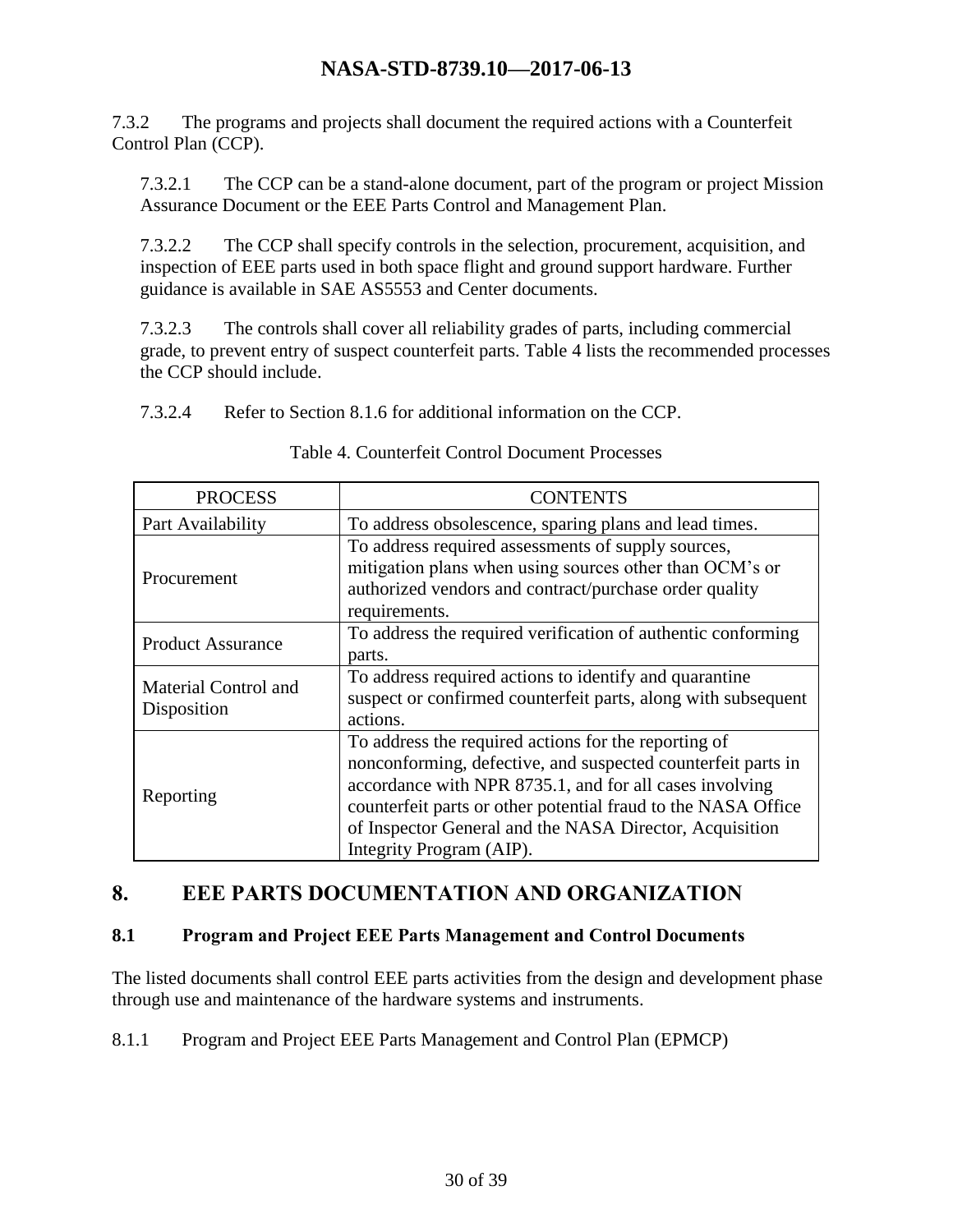7.3.2 The programs and projects shall document the required actions with a Counterfeit Control Plan (CCP).

7.3.2.1 The CCP can be a stand-alone document, part of the program or project Mission Assurance Document or the EEE Parts Control and Management Plan.

7.3.2.2 The CCP shall specify controls in the selection, procurement, acquisition, and inspection of EEE parts used in both space flight and ground support hardware. Further guidance is available in SAE AS5553 and Center documents.

7.3.2.3 The controls shall cover all reliability grades of parts, including commercial grade, to prevent entry of suspect counterfeit parts. Table 4 lists the recommended processes the CCP should include.

7.3.2.4 Refer to Section 8.1.6 for additional information on the CCP.

Table 4. Counterfeit Control Document Processes

| PROCESS | CONTENTS |
|---|---|
| Part Availability | To address obsolescence, sparing plans and lead times. |
| Procurement | To address required assessments of supply sources, mitigation plans when using sources other than OCM's or authorized vendors and contract/purchase order quality requirements. |
| Product Assurance | To address the required verification of authentic conforming parts. |
| Material Control and Disposition | To address required actions to identify and quarantine suspect or confirmed counterfeit parts, along with subsequent actions. |
| Reporting | To address the required actions for the reporting of nonconforming, defective, and suspected counterfeit parts in accordance with NPR 8735.1, and for all cases involving counterfeit parts or other potential fraud to the NASA Office of Inspector General and the NASA Director, Acquisition Integrity Program (AIP). |

## 8. EEE PARTS DOCUMENTATION AND ORGANIZATION

### 8.1 Program and Project EEE Parts Management and Control Documents

The listed documents shall control EEE parts activities from the design and development phase through use and maintenance of the hardware systems and instruments.

8.1.1 Program and Project EEE Parts Management and Control Plan (EPMCP)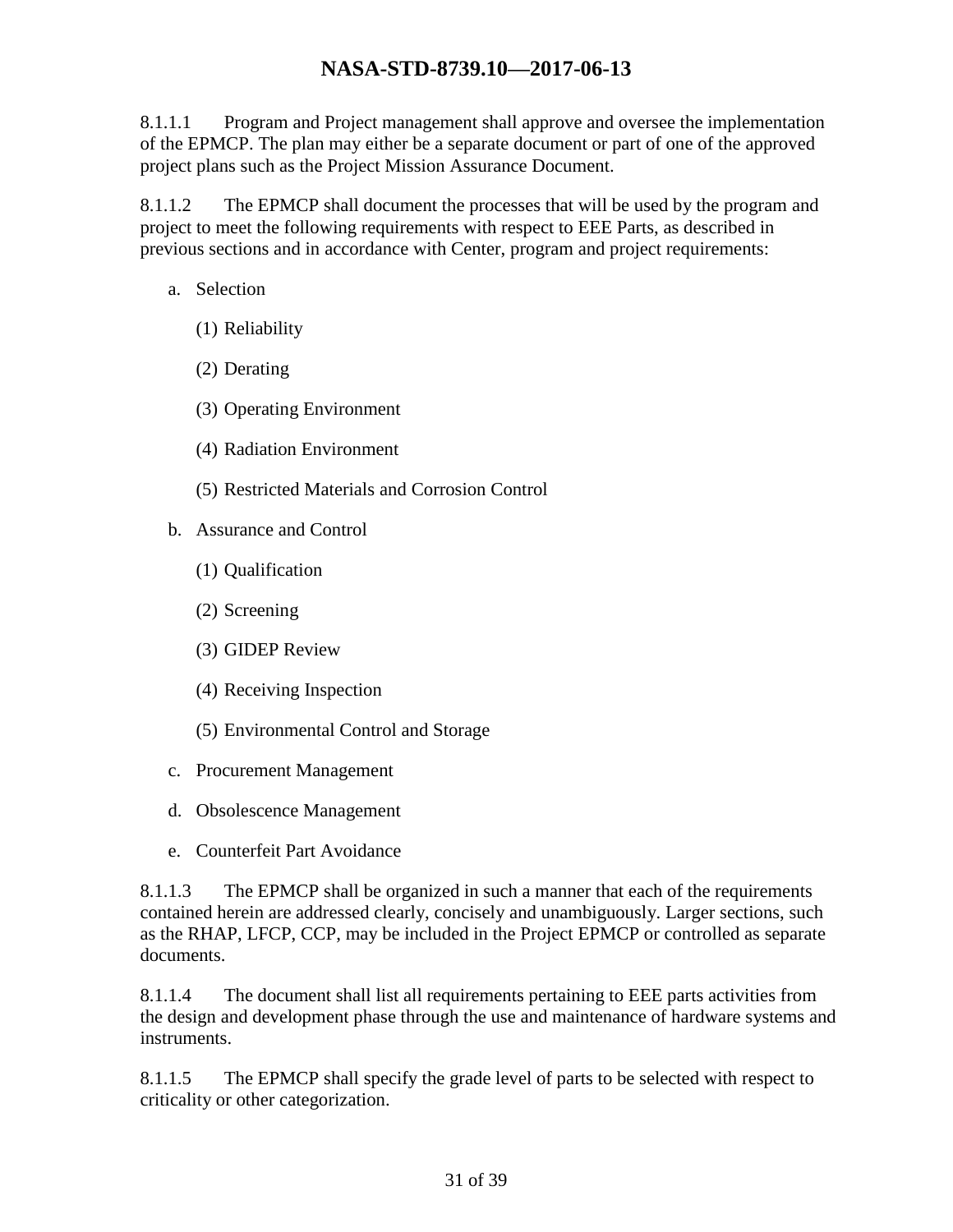8.1.1.1 Program and Project management shall approve and oversee the implementation of the EPMCP. The plan may either be a separate document or part of one of the approved project plans such as the Project Mission Assurance Document.

8.1.1.2 The EPMCP shall document the processes that will be used by the program and project to meet the following requirements with respect to EEE Parts, as described in previous sections and in accordance with Center, program and project requirements:

a. Selection

    (1) Reliability

    (2) Derating

    (3) Operating Environment

    (4) Radiation Environment

    (5) Restricted Materials and Corrosion Control

b. Assurance and Control

    (1) Qualification

    (2) Screening

    (3) GIDEP Review

    (4) Receiving Inspection

    (5) Environmental Control and Storage

c. Procurement Management

d. Obsolescence Management

e. Counterfeit Part Avoidance

8.1.1.3 The EPMCP shall be organized in such a manner that each of the requirements contained herein are addressed clearly, concisely and unambiguously. Larger sections, such as the RHAP, LFCP, CCP, may be included in the Project EPMCP or controlled as separate documents.

8.1.1.4 The document shall list all requirements pertaining to EEE parts activities from the design and development phase through the use and maintenance of hardware systems and instruments.

8.1.1.5 The EPMCP shall specify the grade level of parts to be selected with respect to criticality or other categorization.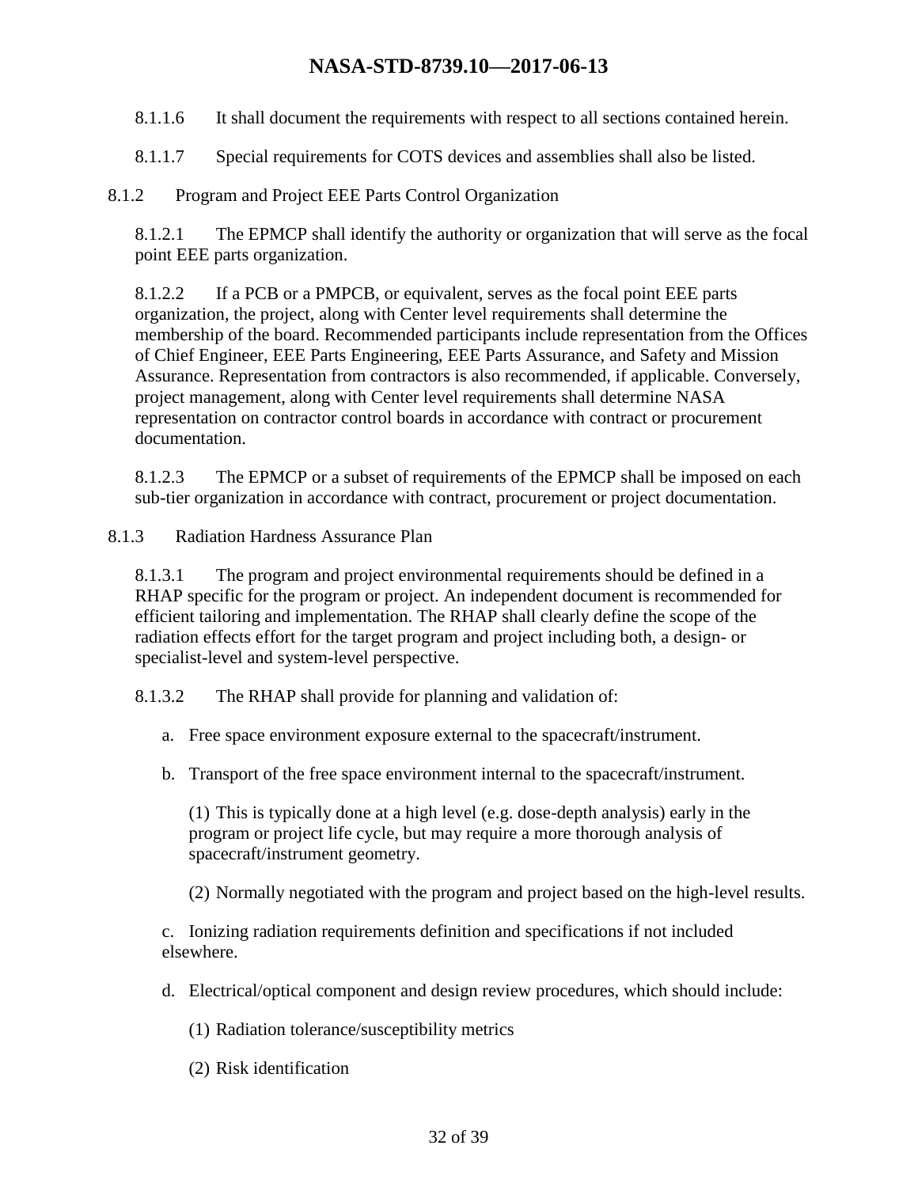8.1.1.6 It shall document the requirements with respect to all sections contained herein.

8.1.1.7 Special requirements for COTS devices and assemblies shall also be listed.

8.1.2 Program and Project EEE Parts Control Organization

8.1.2.1 The EPMCP shall identify the authority or organization that will serve as the focal point EEE parts organization.

8.1.2.2 If a PCB or a PMPCB, or equivalent, serves as the focal point EEE parts organization, the project, along with Center level requirements shall determine the membership of the board. Recommended participants include representation from the Offices of Chief Engineer, EEE Parts Engineering, EEE Parts Assurance, and Safety and Mission Assurance. Representation from contractors is also recommended, if applicable. Conversely, project management, along with Center level requirements shall determine NASA representation on contractor control boards in accordance with contract or procurement documentation.

8.1.2.3 The EPMCP or a subset of requirements of the EPMCP shall be imposed on each sub-tier organization in accordance with contract, procurement or project documentation.

8.1.3 Radiation Hardness Assurance Plan

8.1.3.1 The program and project environmental requirements should be defined in a RHAP specific for the program or project. An independent document is recommended for efficient tailoring and implementation. The RHAP shall clearly define the scope of the radiation effects effort for the target program and project including both, a design- or specialist-level and system-level perspective.

8.1.3.2 The RHAP shall provide for planning and validation of:

a. Free space environment exposure external to the spacecraft/instrument.

b. Transport of the free space environment internal to the spacecraft/instrument.

(1) This is typically done at a high level (e.g. dose-depth analysis) early in the program or project life cycle, but may require a more thorough analysis of spacecraft/instrument geometry.

(2) Normally negotiated with the program and project based on the high-level results.

c. Ionizing radiation requirements definition and specifications if not included elsewhere.

d. Electrical/optical component and design review procedures, which should include:

(1) Radiation tolerance/susceptibility metrics

(2) Risk identification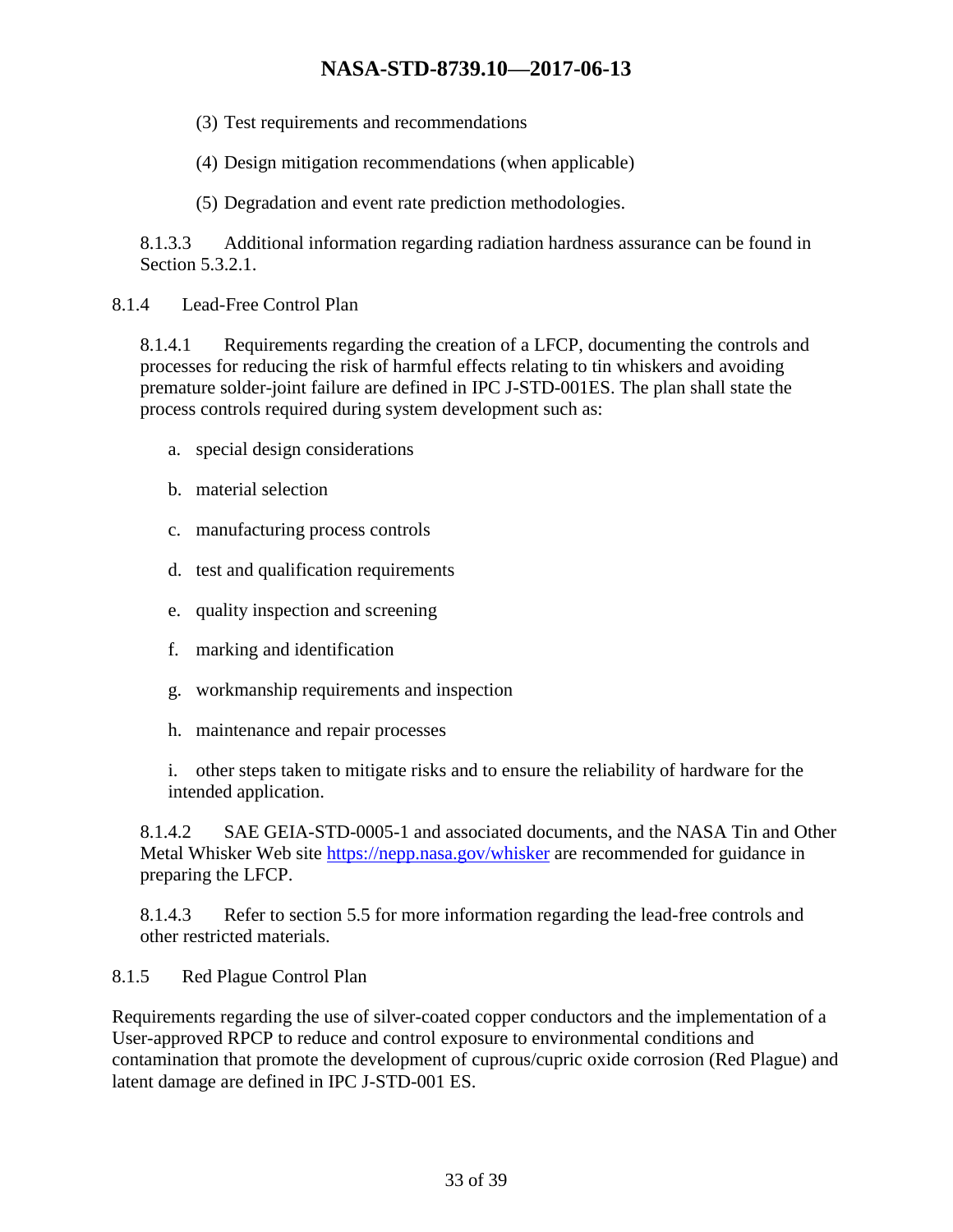(3) Test requirements and recommendations

(4) Design mitigation recommendations (when applicable)

(5) Degradation and event rate prediction methodologies.

8.1.3.3 Additional information regarding radiation hardness assurance can be found in Section 5.3.2.1.

### 8.1.4 Lead-Free Control Plan

8.1.4.1 Requirements regarding the creation of a LFCP, documenting the controls and processes for reducing the risk of harmful effects relating to tin whiskers and avoiding premature solder-joint failure are defined in IPC J-STD-001ES. The plan shall state the process controls required during system development such as:

a. special design considerations

b. material selection

c. manufacturing process controls

d. test and qualification requirements

e. quality inspection and screening

f. marking and identification

g. workmanship requirements and inspection

h. maintenance and repair processes

i. other steps taken to mitigate risks and to ensure the reliability of hardware for the intended application.

8.1.4.2 SAE GEIA-STD-0005-1 and associated documents, and the NASA Tin and Other Metal Whisker Web site https://nepp.nasa.gov/whisker are recommended for guidance in preparing the LFCP.

8.1.4.3 Refer to section 5.5 for more information regarding the lead-free controls and other restricted materials.

### 8.1.5 Red Plague Control Plan

Requirements regarding the use of silver-coated copper conductors and the implementation of a User-approved RPCP to reduce and control exposure to environmental conditions and contamination that promote the development of cuprous/cupric oxide corrosion (Red Plague) and latent damage are defined in IPC J-STD-001 ES.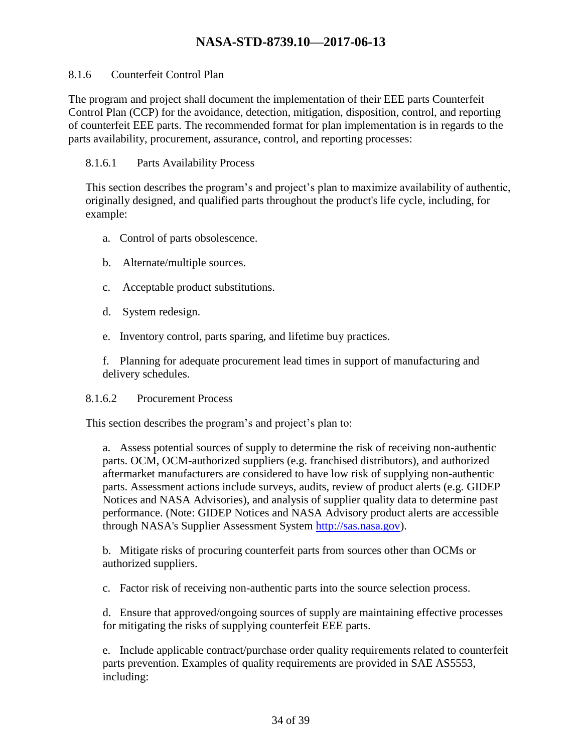#### 8.1.6 Counterfeit Control Plan

The program and project shall document the implementation of their EEE parts Counterfeit Control Plan (CCP) for the avoidance, detection, mitigation, disposition, control, and reporting of counterfeit EEE parts. The recommended format for plan implementation is in regards to the parts availability, procurement, assurance, control, and reporting processes:

##### 8.1.6.1 Parts Availability Process

This section describes the program's and project's plan to maximize availability of authentic, originally designed, and qualified parts throughout the product's life cycle, including, for example:

a. Control of parts obsolescence.

b. Alternate/multiple sources.

c. Acceptable product substitutions.

d. System redesign.

e. Inventory control, parts sparing, and lifetime buy practices.

f. Planning for adequate procurement lead times in support of manufacturing and delivery schedules.

##### 8.1.6.2 Procurement Process

This section describes the program's and project's plan to:

a. Assess potential sources of supply to determine the risk of receiving non-authentic parts. OCM, OCM-authorized suppliers (e.g. franchised distributors), and authorized aftermarket manufacturers are considered to have low risk of supplying non-authentic parts. Assessment actions include surveys, audits, review of product alerts (e.g. GIDEP Notices and NASA Advisories), and analysis of supplier quality data to determine past performance. (Note: GIDEP Notices and NASA Advisory product alerts are accessible through NASA's Supplier Assessment System [http://sas.nasa.gov](http://sas.nasa.gov)).

b. Mitigate risks of procuring counterfeit parts from sources other than OCMs or authorized suppliers.

c. Factor risk of receiving non-authentic parts into the source selection process.

d. Ensure that approved/ongoing sources of supply are maintaining effective processes for mitigating the risks of supplying counterfeit EEE parts.

e. Include applicable contract/purchase order quality requirements related to counterfeit parts prevention. Examples of quality requirements are provided in SAE AS5553, including: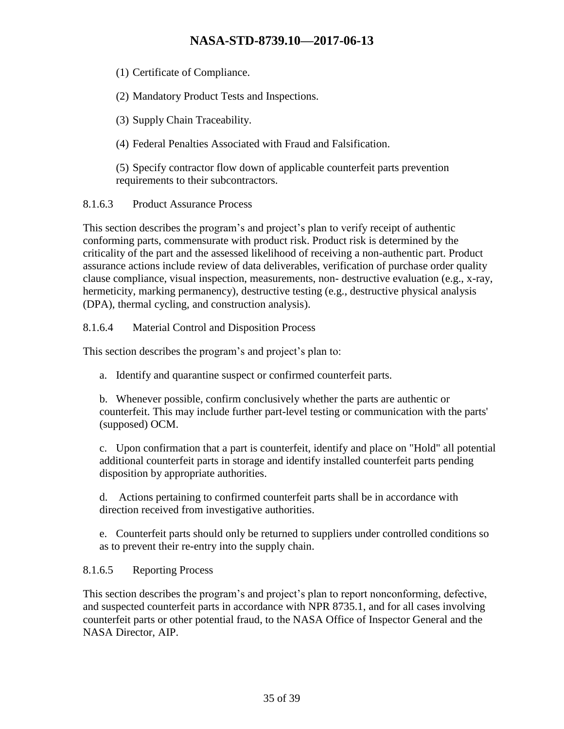(1) Certificate of Compliance.

(2) Mandatory Product Tests and Inspections.

(3) Supply Chain Traceability.

(4) Federal Penalties Associated with Fraud and Falsification.

(5) Specify contractor flow down of applicable counterfeit parts prevention requirements to their subcontractors.

#### 8.1.6.3 Product Assurance Process

This section describes the program's and project's plan to verify receipt of authentic conforming parts, commensurate with product risk. Product risk is determined by the criticality of the part and the assessed likelihood of receiving a non-authentic part. Product assurance actions include review of data deliverables, verification of purchase order quality clause compliance, visual inspection, measurements, non- destructive evaluation (e.g., x-ray, hermeticity, marking permanency), destructive testing (e.g., destructive physical analysis (DPA), thermal cycling, and construction analysis).

#### 8.1.6.4 Material Control and Disposition Process

This section describes the program's and project's plan to:

a. Identify and quarantine suspect or confirmed counterfeit parts.

b. Whenever possible, confirm conclusively whether the parts are authentic or counterfeit. This may include further part-level testing or communication with the parts' (supposed) OCM.

c. Upon confirmation that a part is counterfeit, identify and place on "Hold" all potential additional counterfeit parts in storage and identify installed counterfeit parts pending disposition by appropriate authorities.

d. Actions pertaining to confirmed counterfeit parts shall be in accordance with direction received from investigative authorities.

e. Counterfeit parts should only be returned to suppliers under controlled conditions so as to prevent their re-entry into the supply chain.

#### 8.1.6.5 Reporting Process

This section describes the program's and project's plan to report nonconforming, defective, and suspected counterfeit parts in accordance with NPR 8735.1, and for all cases involving counterfeit parts or other potential fraud, to the NASA Office of Inspector General and the NASA Director, AIP.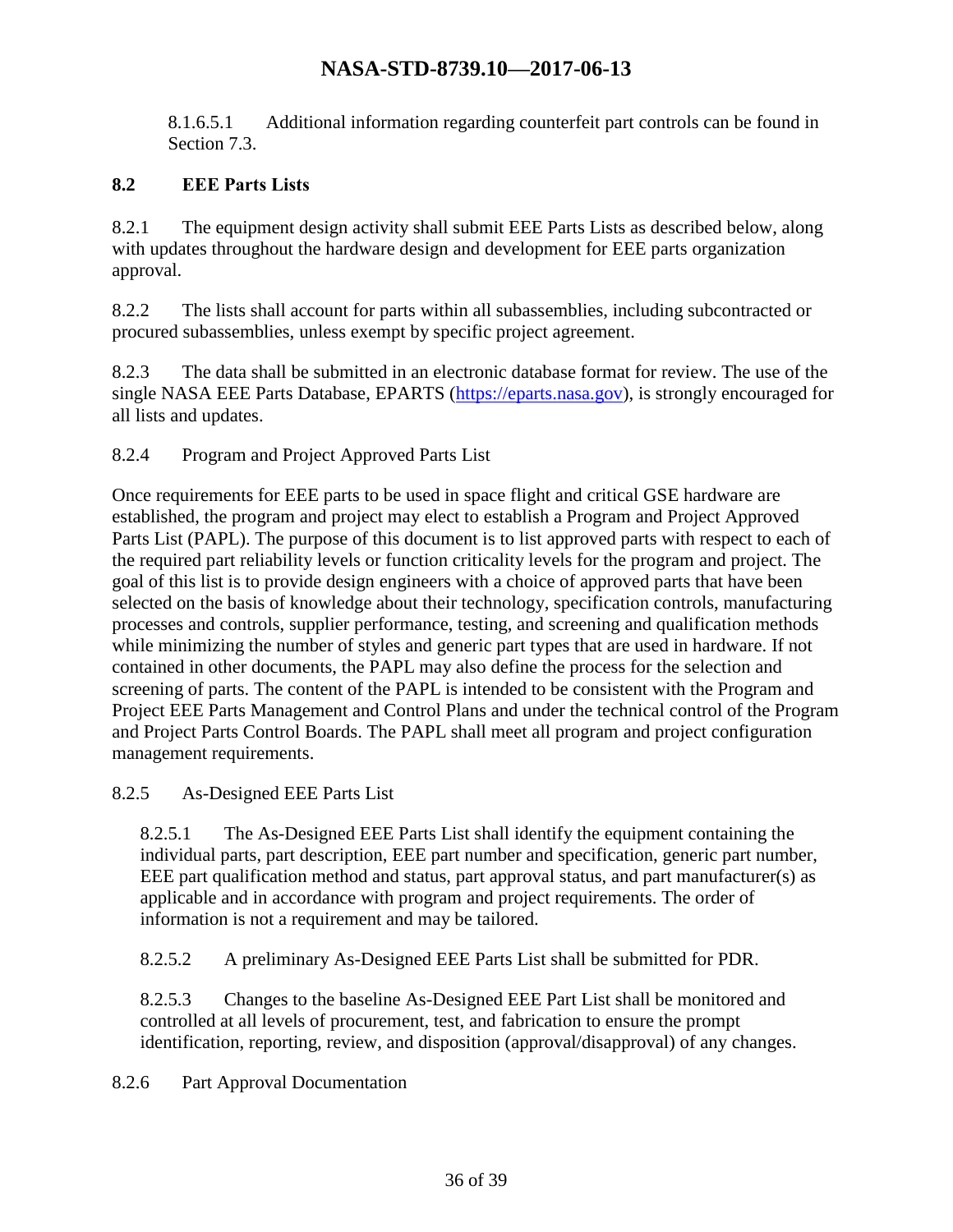8.1.6.5.1 Additional information regarding counterfeit part controls can be found in Section 7.3.

## 8.2 EEE Parts Lists

8.2.1 The equipment design activity shall submit EEE Parts Lists as described below, along with updates throughout the hardware design and development for EEE parts organization approval.

8.2.2 The lists shall account for parts within all subassemblies, including subcontracted or procured subassemblies, unless exempt by specific project agreement.

8.2.3 The data shall be submitted in an electronic database format for review. The use of the single NASA EEE Parts Database, EPARTS (https://eparts.nasa.gov), is strongly encouraged for all lists and updates.

8.2.4 Program and Project Approved Parts List

Once requirements for EEE parts to be used in space flight and critical GSE hardware are established, the program and project may elect to establish a Program and Project Approved Parts List (PAPL). The purpose of this document is to list approved parts with respect to each of the required part reliability levels or function criticality levels for the program and project. The goal of this list is to provide design engineers with a choice of approved parts that have been selected on the basis of knowledge about their technology, specification controls, manufacturing processes and controls, supplier performance, testing, and screening and qualification methods while minimizing the number of styles and generic part types that are used in hardware. If not contained in other documents, the PAPL may also define the process for the selection and screening of parts. The content of the PAPL is intended to be consistent with the Program and Project EEE Parts Management and Control Plans and under the technical control of the Program and Project Parts Control Boards. The PAPL shall meet all program and project configuration management requirements.

8.2.5 As-Designed EEE Parts List

8.2.5.1 The As-Designed EEE Parts List shall identify the equipment containing the individual parts, part description, EEE part number and specification, generic part number, EEE part qualification method and status, part approval status, and part manufacturer(s) as applicable and in accordance with program and project requirements. The order of information is not a requirement and may be tailored.

8.2.5.2 A preliminary As-Designed EEE Parts List shall be submitted for PDR.

8.2.5.3 Changes to the baseline As-Designed EEE Part List shall be monitored and controlled at all levels of procurement, test, and fabrication to ensure the prompt identification, reporting, review, and disposition (approval/disapproval) of any changes.

8.2.6 Part Approval Documentation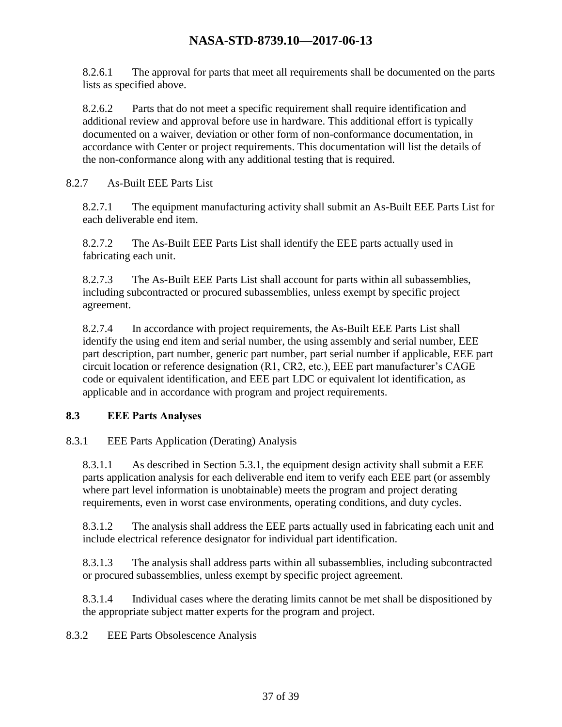8.2.6.1 The approval for parts that meet all requirements shall be documented on the parts lists as specified above.

8.2.6.2 Parts that do not meet a specific requirement shall require identification and additional review and approval before use in hardware. This additional effort is typically documented on a waiver, deviation or other form of non-conformance documentation, in accordance with Center or project requirements. This documentation will list the details of the non-conformance along with any additional testing that is required.

8.2.7 As-Built EEE Parts List

8.2.7.1 The equipment manufacturing activity shall submit an As-Built EEE Parts List for each deliverable end item.

8.2.7.2 The As-Built EEE Parts List shall identify the EEE parts actually used in fabricating each unit.

8.2.7.3 The As-Built EEE Parts List shall account for parts within all subassemblies, including subcontracted or procured subassemblies, unless exempt by specific project agreement.

8.2.7.4 In accordance with project requirements, the As-Built EEE Parts List shall identify the using end item and serial number, the using assembly and serial number, EEE part description, part number, generic part number, part serial number if applicable, EEE part circuit location or reference designation (R1, CR2, etc.), EEE part manufacturer's CAGE code or equivalent identification, and EEE part LDC or equivalent lot identification, as applicable and in accordance with program and project requirements.

### 8.3 EEE Parts Analyses

8.3.1 EEE Parts Application (Derating) Analysis

8.3.1.1 As described in Section 5.3.1, the equipment design activity shall submit a EEE parts application analysis for each deliverable end item to verify each EEE part (or assembly where part level information is unobtainable) meets the program and project derating requirements, even in worst case environments, operating conditions, and duty cycles.

8.3.1.2 The analysis shall address the EEE parts actually used in fabricating each unit and include electrical reference designator for individual part identification.

8.3.1.3 The analysis shall address parts within all subassemblies, including subcontracted or procured subassemblies, unless exempt by specific project agreement.

8.3.1.4 Individual cases where the derating limits cannot be met shall be dispositioned by the appropriate subject matter experts for the program and project.

8.3.2 EEE Parts Obsolescence Analysis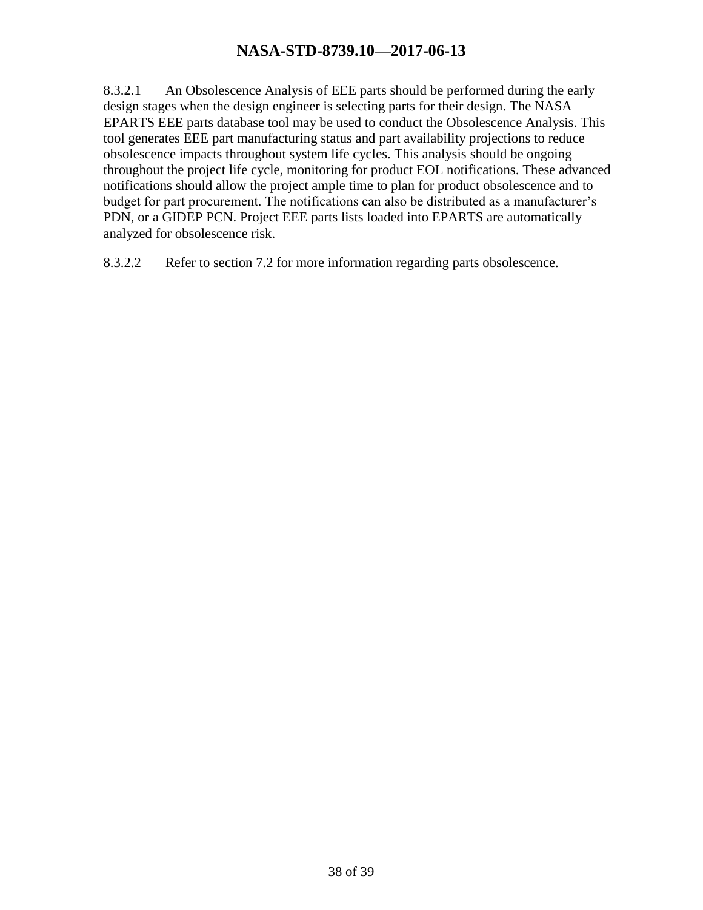8.3.2.1 An Obsolescence Analysis of EEE parts should be performed during the early design stages when the design engineer is selecting parts for their design. The NASA EPARTS EEE parts database tool may be used to conduct the Obsolescence Analysis. This tool generates EEE part manufacturing status and part availability projections to reduce obsolescence impacts throughout system life cycles. This analysis should be ongoing throughout the project life cycle, monitoring for product EOL notifications. These advanced notifications should allow the project ample time to plan for product obsolescence and to budget for part procurement. The notifications can also be distributed as a manufacturer's PDN, or a GIDEP PCN. Project EEE parts lists loaded into EPARTS are automatically analyzed for obsolescence risk.

8.3.2.2 Refer to section 7.2 for more information regarding parts obsolescence.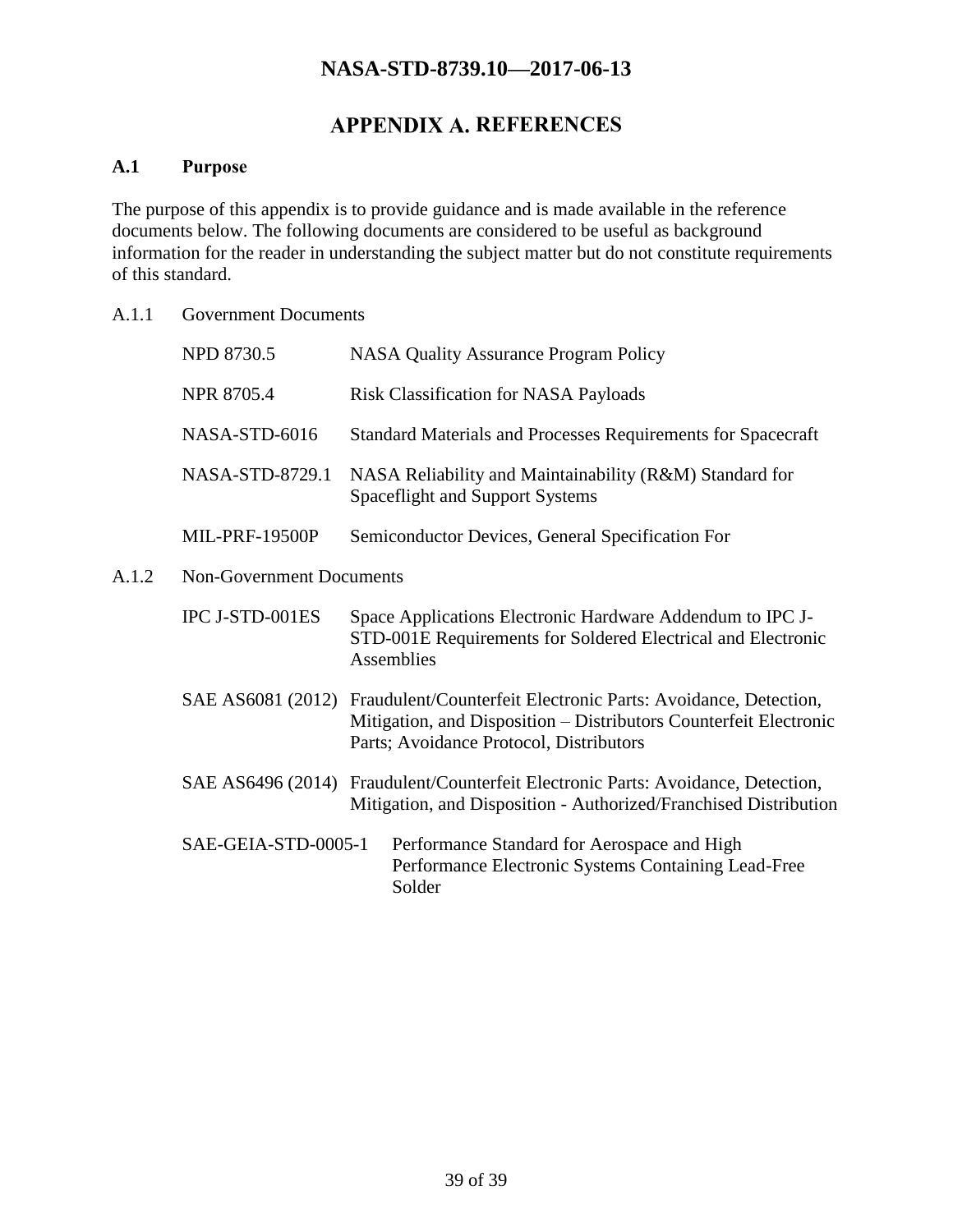# APPENDIX A. REFERENCES

## A.1 Purpose

The purpose of this appendix is to provide guidance and is made available in the reference documents below. The following documents are considered to be useful as background information for the reader in understanding the subject matter but do not constitute requirements of this standard.

### A.1.1 Government Documents

| | |
|---|---|
| NPD 8730.5 | NASA Quality Assurance Program Policy |
| NPR 8705.4 | Risk Classification for NASA Payloads |
| NASA-STD-6016 | Standard Materials and Processes Requirements for Spacecraft |
| NASA-STD-8729.1 | NASA Reliability and Maintainability (R&M) Standard for Spaceflight and Support Systems |
| MIL-PRF-19500P | Semiconductor Devices, General Specification For |

### A.1.2 Non-Government Documents

| | |
|---|---|
| IPC J-STD-001ES | Space Applications Electronic Hardware Addendum to IPC J-STD-001E Requirements for Soldered Electrical and Electronic Assemblies |
| SAE AS6081 (2012) | Fraudulent/Counterfeit Electronic Parts: Avoidance, Detection, Mitigation, and Disposition – Distributors Counterfeit Electronic Parts; Avoidance Protocol, Distributors |
| SAE AS6496 (2014) | Fraudulent/Counterfeit Electronic Parts: Avoidance, Detection, Mitigation, and Disposition - Authorized/Franchised Distribution |
| SAE-GEIA-STD-0005-1 | Performance Standard for Aerospace and High Performance Electronic Systems Containing Lead-Free Solder |